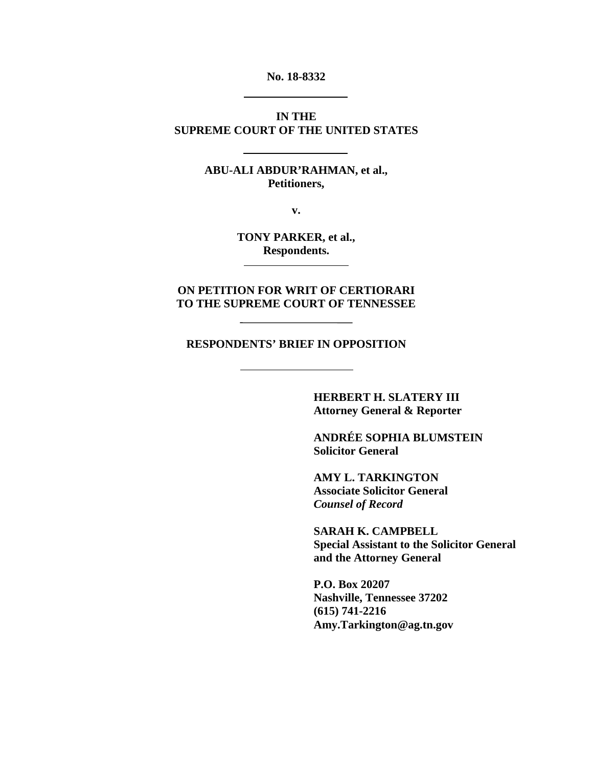**No. 18-8332**

---

**IN THE**
**SUPREME COURT OF THE UNITED STATES**

---

**ABU-ALI ABDUR'RAHMAN, et al.,**
**Petitioners,**

**v.**

**TONY PARKER, et al.,**
**Respondents.**

---

**ON PETITION FOR WRIT OF CERTIORARI**
**TO THE SUPREME COURT OF TENNESSEE**

---

**RESPONDENTS' BRIEF IN OPPOSITION**

---

**HERBERT H. SLATERY III**
**Attorney General & Reporter**

**ANDRÉE SOPHIA BLUMSTEIN**
**Solicitor General**

**AMY L. TARKINGTON**
**Associate Solicitor General**
***Counsel of Record***

**SARAH K. CAMPBELL**
**Special Assistant to the Solicitor General**
**and the Attorney General**

**P.O. Box 20207**
**Nashville, Tennessee 37202**
**(615) 741-2216**
**Amy.Tarkington@ag.tn.gov**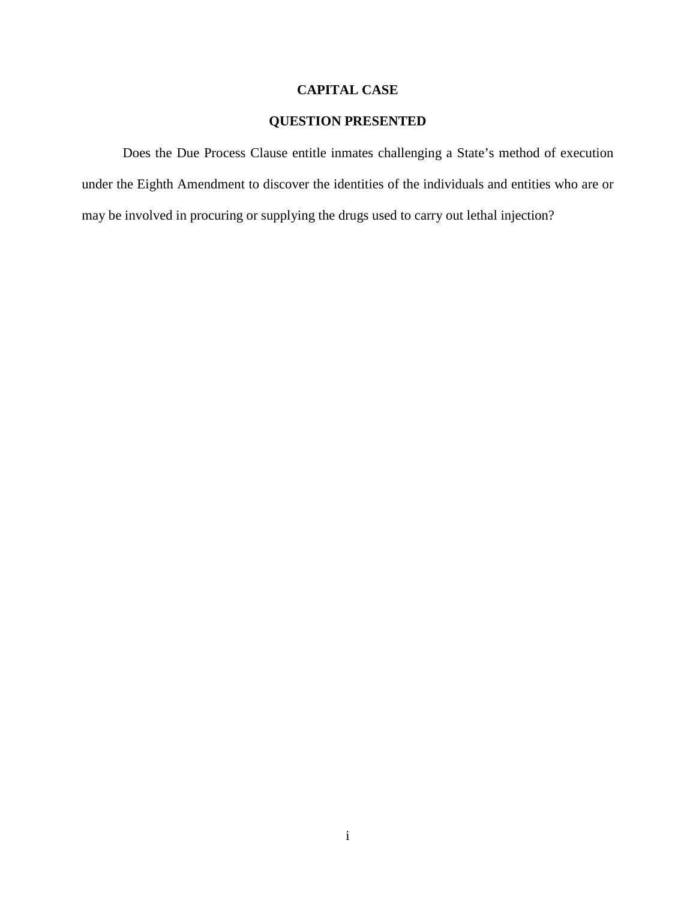**CAPITAL CASE**

**QUESTION PRESENTED**

Does the Due Process Clause entitle inmates challenging a State's method of execution under the Eighth Amendment to discover the identities of the individuals and entities who are or may be involved in procuring or supplying the drugs used to carry out lethal injection?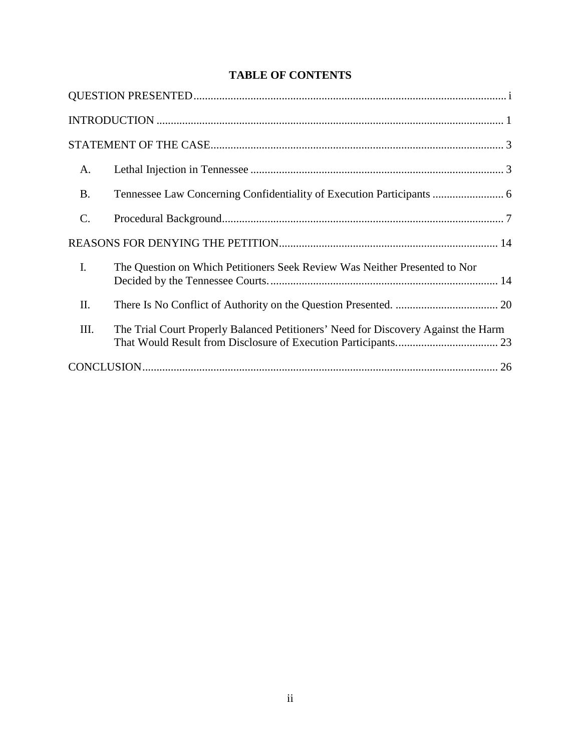## TABLE OF CONTENTS

QUESTION PRESENTED .......... i

INTRODUCTION .......... 1

STATEMENT OF THE CASE .......... 3

A. Lethal Injection in Tennessee .......... 3

B. Tennessee Law Concerning Confidentiality of Execution Participants .......... 6

C. Procedural Background .......... 7

REASONS FOR DENYING THE PETITION .......... 14

I. The Question on Which Petitioners Seek Review Was Neither Presented to Nor Decided by the Tennessee Courts. .......... 14

II. There Is No Conflict of Authority on the Question Presented. .......... 20

III. The Trial Court Properly Balanced Petitioners' Need for Discovery Against the Harm That Would Result from Disclosure of Execution Participants. .......... 23

CONCLUSION .......... 26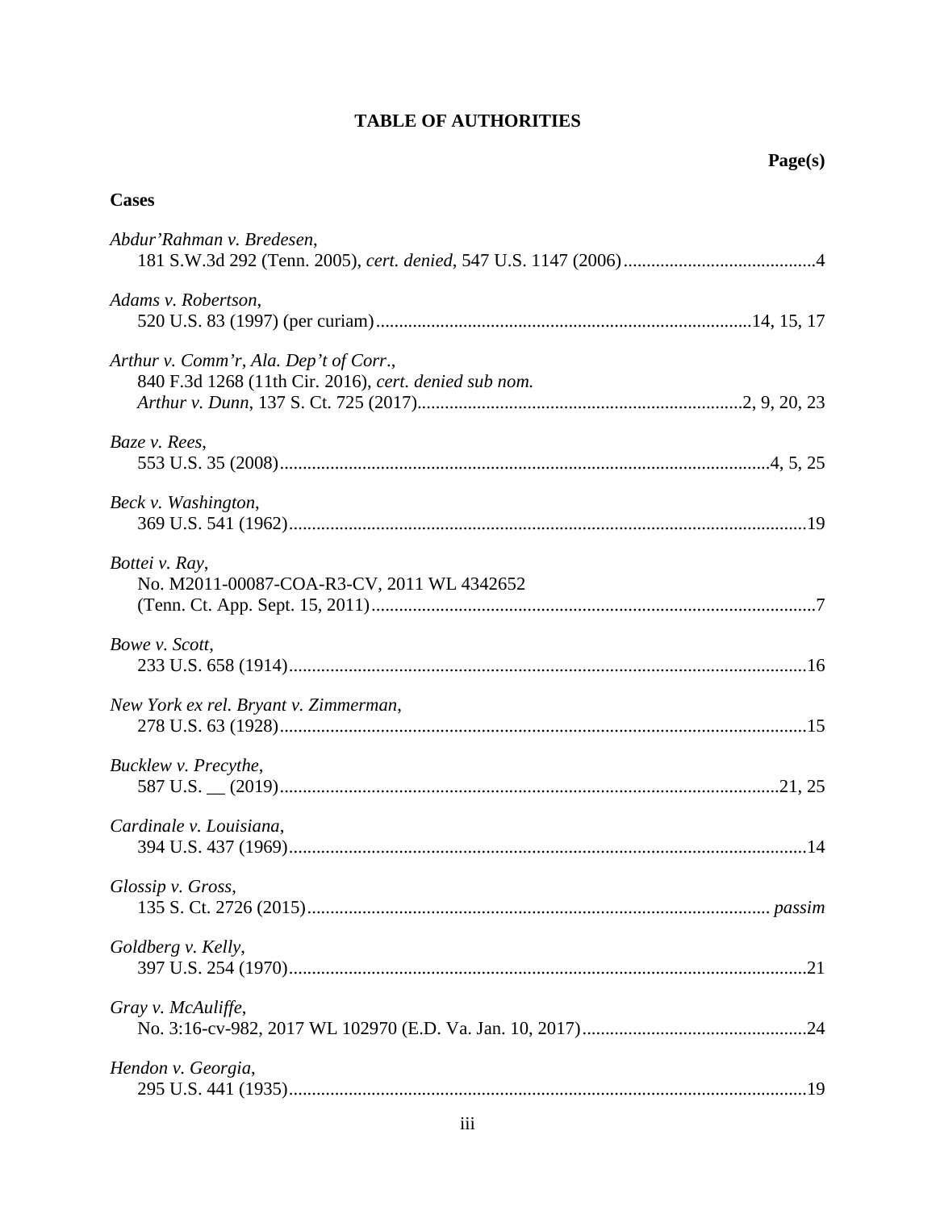# TABLE OF AUTHORITIES

**Page(s)**

**Cases**

*Abdur'Rahman v. Bredesen*,
181 S.W.3d 292 (Tenn. 2005), *cert. denied*, 547 U.S. 1147 (2006)..........................................4

*Adams v. Robertson*,
520 U.S. 83 (1997) (per curiam).................................................................................14, 15, 17

*Arthur v. Comm'r, Ala. Dep't of Corr.*,
840 F.3d 1268 (11th Cir. 2016), *cert. denied sub nom. Arthur v. Dunn*, 137 S. Ct. 725 (2017)......................................................................2, 9, 20, 23

*Baze v. Rees*,
553 U.S. 35 (2008).........................................................................................................4, 5, 25

*Beck v. Washington*,
369 U.S. 541 (1962).................................................................................................................19

*Bottei v. Ray*,
No. M2011-00087-COA-R3-CV, 2011 WL 4342652 (Tenn. Ct. App. Sept. 15, 2011).................................................................................................7

*Bowe v. Scott*,
233 U.S. 658 (1914).................................................................................................................16

*New York ex rel. Bryant v. Zimmerman*,
278 U.S. 63 (1928)...................................................................................................................15

*Bucklew v. Precythe*,
587 U.S. __ (2019).............................................................................................................21, 25

*Cardinale v. Louisiana*,
394 U.S. 437 (1969)................................................................................................................14

*Glossip v. Gross*,
135 S. Ct. 2726 (2015).................................................................................................... *passim*

*Goldberg v. Kelly*,
397 U.S. 254 (1970)................................................................................................................21

*Gray v. McAuliffe*,
No. 3:16-cv-982, 2017 WL 102970 (E.D. Va. Jan. 10, 2017)................................................24

*Hendon v. Georgia*,
295 U.S. 441 (1935)................................................................................................................19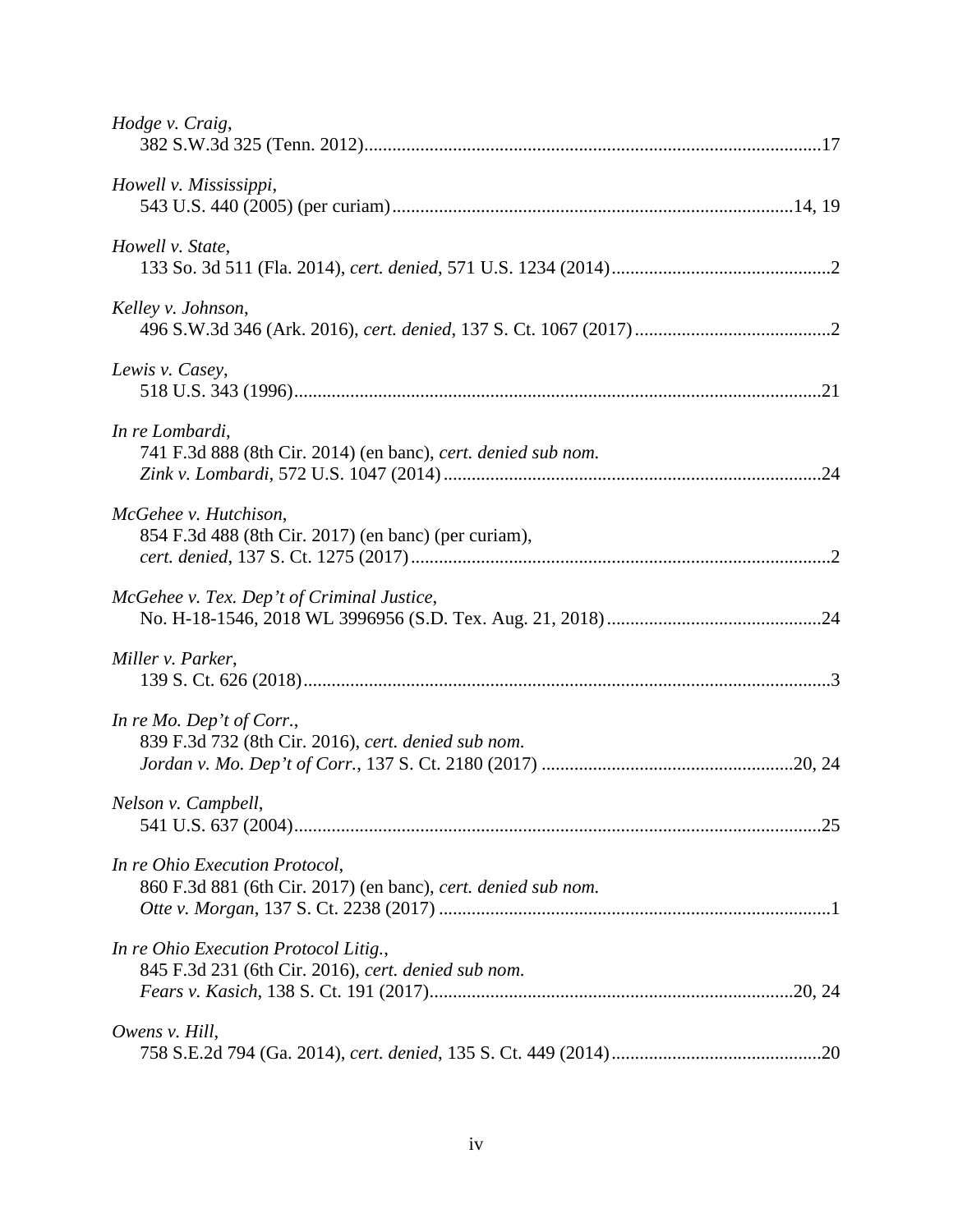*Hodge v. Craig*,
382 S.W.3d 325 (Tenn. 2012)....................................................................................................17

*Howell v. Mississippi*,
543 U.S. 440 (2005) (per curiam).....................................................................................14, 19

*Howell v. State*,
133 So. 3d 511 (Fla. 2014), *cert. denied*, 571 U.S. 1234 (2014)...............................................2

*Kelley v. Johnson*,
496 S.W.3d 346 (Ark. 2016), *cert. denied*, 137 S. Ct. 1067 (2017)..........................................2

*Lewis v. Casey*,
518 U.S. 343 (1996)..................................................................................................................21

*In re Lombardi*,
741 F.3d 888 (8th Cir. 2014) (en banc), *cert. denied sub nom. Zink v. Lombardi*, 572 U.S. 1047 (2014)................................................................................24

*McGehee v. Hutchison*,
854 F.3d 488 (8th Cir. 2017) (en banc) (per curiam), *cert. denied*, 137 S. Ct. 1275 (2017)..........................................................................................2

*McGehee v. Tex. Dep't of Criminal Justice*,
No. H-18-1546, 2018 WL 3996956 (S.D. Tex. Aug. 21, 2018).............................................24

*Miller v. Parker*,
139 S. Ct. 626 (2018)..................................................................................................................3

*In re Mo. Dep't of Corr.*,
839 F.3d 732 (8th Cir. 2016), *cert. denied sub nom. Jordan v. Mo. Dep't of Corr.*, 137 S. Ct. 2180 (2017) .....................................................20, 24

*Nelson v. Campbell*,
541 U.S. 637 (2004)..................................................................................................................25

*In re Ohio Execution Protocol*,
860 F.3d 881 (6th Cir. 2017) (en banc), *cert. denied sub nom. Otte v. Morgan*, 137 S. Ct. 2238 (2017) ...................................................................................1

*In re Ohio Execution Protocol Litig.*,
845 F.3d 231 (6th Cir. 2016), *cert. denied sub nom. Fears v. Kasich*, 138 S. Ct. 191 (2017)............................................................................20, 24

*Owens v. Hill*,
758 S.E.2d 794 (Ga. 2014), *cert. denied*, 135 S. Ct. 449 (2014).............................................20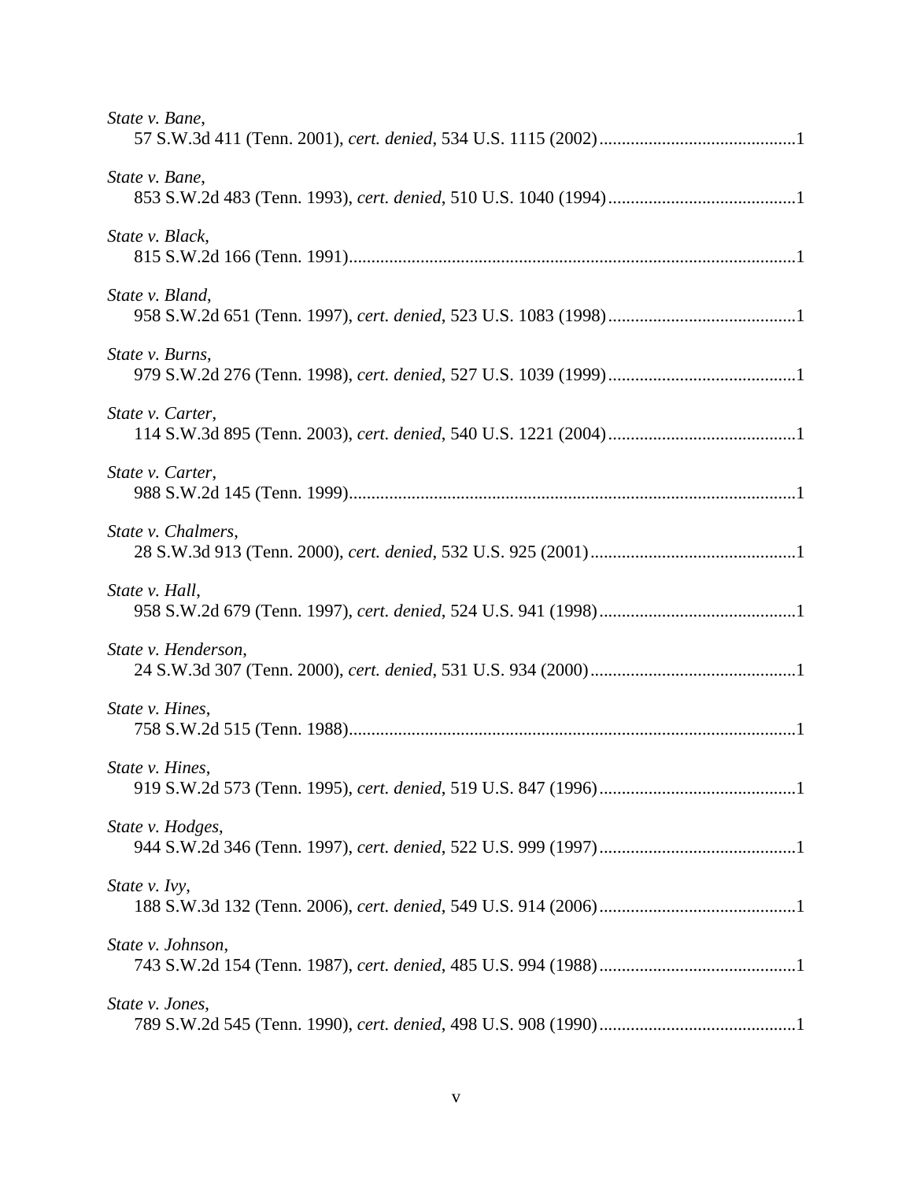*State v. Bane*,
57 S.W.3d 411 (Tenn. 2001), *cert. denied*, 534 U.S. 1115 (2002)............................................1

*State v. Bane*,
853 S.W.2d 483 (Tenn. 1993), *cert. denied*, 510 U.S. 1040 (1994)..........................................1

*State v. Black*,
815 S.W.2d 166 (Tenn. 1991)...................................................................................................1

*State v. Bland*,
958 S.W.2d 651 (Tenn. 1997), *cert. denied*, 523 U.S. 1083 (1998)..........................................1

*State v. Burns*,
979 S.W.2d 276 (Tenn. 1998), *cert. denied*, 527 U.S. 1039 (1999)..........................................1

*State v. Carter*,
114 S.W.3d 895 (Tenn. 2003), *cert. denied*, 540 U.S. 1221 (2004)..........................................1

*State v. Carter*,
988 S.W.2d 145 (Tenn. 1999)...................................................................................................1

*State v. Chalmers*,
28 S.W.3d 913 (Tenn. 2000), *cert. denied*, 532 U.S. 925 (2001)..............................................1

*State v. Hall*,
958 S.W.2d 679 (Tenn. 1997), *cert. denied*, 524 U.S. 941 (1998)............................................1

*State v. Henderson*,
24 S.W.3d 307 (Tenn. 2000), *cert. denied*, 531 U.S. 934 (2000)..............................................1

*State v. Hines*,
758 S.W.2d 515 (Tenn. 1988)...................................................................................................1

*State v. Hines*,
919 S.W.2d 573 (Tenn. 1995), *cert. denied*, 519 U.S. 847 (1996)............................................1

*State v. Hodges*,
944 S.W.2d 346 (Tenn. 1997), *cert. denied*, 522 U.S. 999 (1997)............................................1

*State v. Ivy*,
188 S.W.3d 132 (Tenn. 2006), *cert. denied*, 549 U.S. 914 (2006)............................................1

*State v. Johnson*,
743 S.W.2d 154 (Tenn. 1987), *cert. denied*, 485 U.S. 994 (1988)............................................1

*State v. Jones*,
789 S.W.2d 545 (Tenn. 1990), *cert. denied*, 498 U.S. 908 (1990)............................................1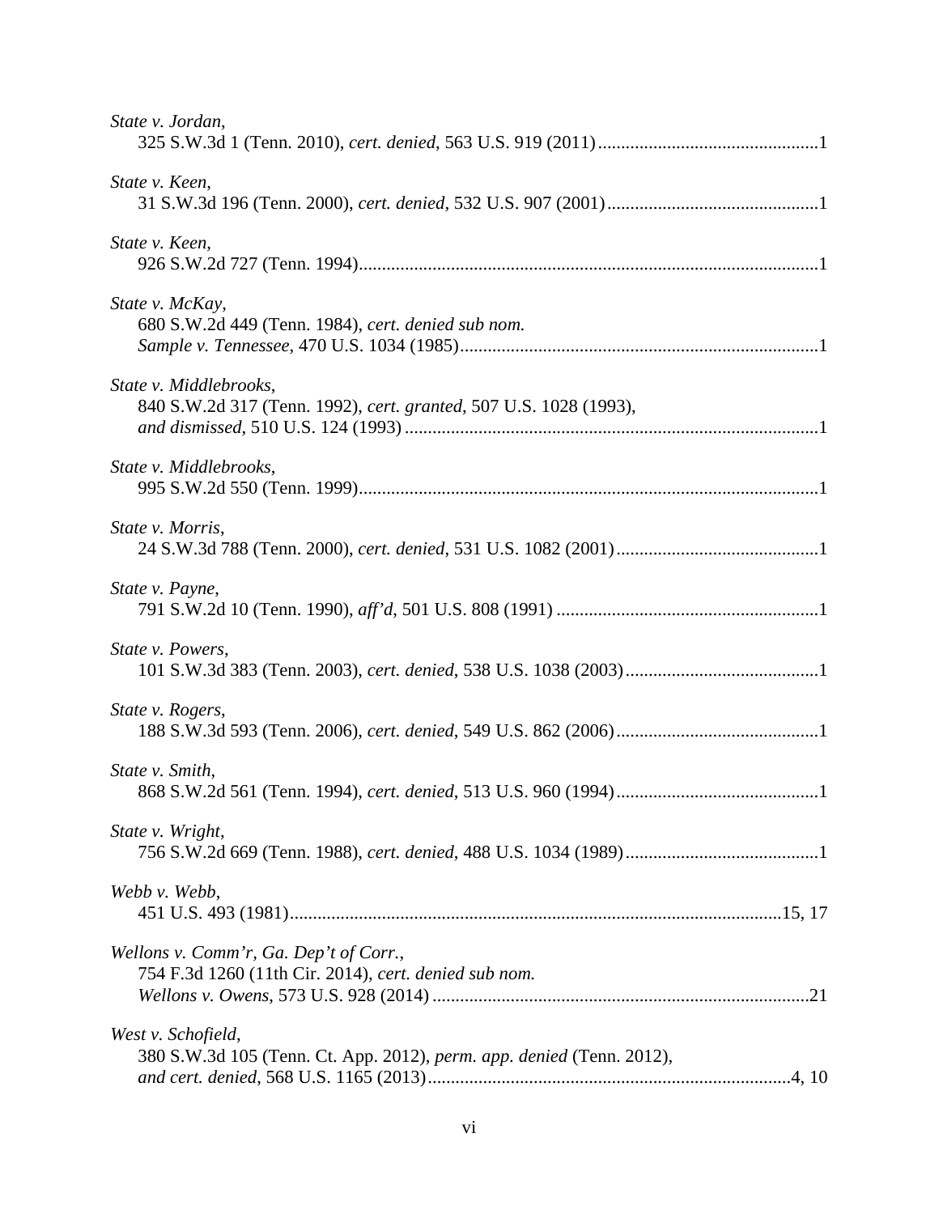*State v. Jordan*,
325 S.W.3d 1 (Tenn. 2010), *cert. denied*, 563 U.S. 919 (2011)................................................1

*State v. Keen*,
31 S.W.3d 196 (Tenn. 2000), *cert. denied*, 532 U.S. 907 (2001)..............................................1

*State v. Keen*,
926 S.W.2d 727 (Tenn. 1994)...................................................................................................1

*State v. McKay*,
680 S.W.2d 449 (Tenn. 1984), *cert. denied sub nom. Sample v. Tennessee*, 470 U.S. 1034 (1985).............................................................................1

*State v. Middlebrooks*,
840 S.W.2d 317 (Tenn. 1992), *cert. granted*, 507 U.S. 1028 (1993), *and dismissed*, 510 U.S. 124 (1993).........................................................................................1

*State v. Middlebrooks*,
995 S.W.2d 550 (Tenn. 1999)...................................................................................................1

*State v. Morris*,
24 S.W.3d 788 (Tenn. 2000), *cert. denied*, 531 U.S. 1082 (2001)............................................1

*State v. Payne*,
791 S.W.2d 10 (Tenn. 1990), *aff'd*, 501 U.S. 808 (1991).........................................................1

*State v. Powers*,
101 S.W.3d 383 (Tenn. 2003), *cert. denied*, 538 U.S. 1038 (2003)..........................................1

*State v. Rogers*,
188 S.W.3d 593 (Tenn. 2006), *cert. denied*, 549 U.S. 862 (2006)............................................1

*State v. Smith*,
868 S.W.2d 561 (Tenn. 1994), *cert. denied*, 513 U.S. 960 (1994)............................................1

*State v. Wright*,
756 S.W.2d 669 (Tenn. 1988), *cert. denied*, 488 U.S. 1034 (1989)..........................................1

*Webb v. Webb*,
451 U.S. 493 (1981)...........................................................................................................15, 17

*Wellons v. Comm'r, Ga. Dep't of Corr.*,
754 F.3d 1260 (11th Cir. 2014), *cert. denied sub nom. Wellons v. Owens*, 573 U.S. 928 (2014)..................................................................................21

*West v. Schofield*,
380 S.W.3d 105 (Tenn. Ct. App. 2012), *perm. app. denied* (Tenn. 2012), *and cert. denied*, 568 U.S. 1165 (2013)..............................................................................4, 10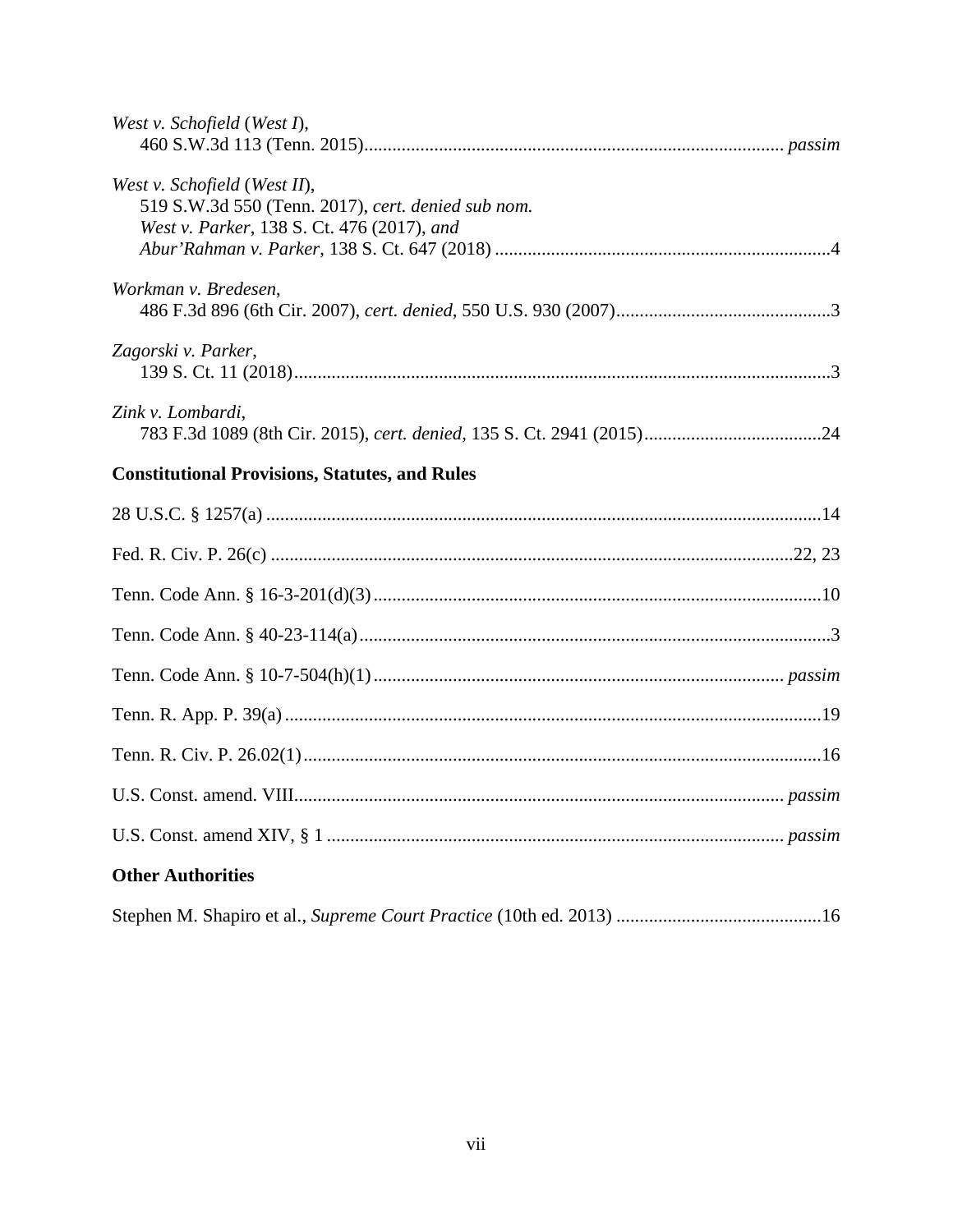*West v. Schofield* (*West I*),
460 S.W.3d 113 (Tenn. 2015)........................................................................................... *passim*

*West v. Schofield* (*West II*),
519 S.W.3d 550 (Tenn. 2017), *cert. denied sub nom.*
*West v. Parker*, 138 S. Ct. 476 (2017), *and*
*Abur'Rahman v. Parker*, 138 S. Ct. 647 (2018) ........................................................................4

*Workman v. Bredesen*,
486 F.3d 896 (6th Cir. 2007), *cert. denied*, 550 U.S. 930 (2007)..............................................3

*Zagorski v. Parker*,
139 S. Ct. 11 (2018)....................................................................................................................3

*Zink v. Lombardi*,
783 F.3d 1089 (8th Cir. 2015), *cert. denied*, 135 S. Ct. 2941 (2015)......................................24

**Constitutional Provisions, Statutes, and Rules**

28 U.S.C. § 1257(a) ......................................................................................................................14

Fed. R. Civ. P. 26(c) ...............................................................................................................22, 23

Tenn. Code Ann. § 16-3-201(d)(3)...............................................................................................10

Tenn. Code Ann. § 40-23-114(a)....................................................................................................3

Tenn. Code Ann. § 10-7-504(h)(1)....................................................................................... *passim*

Tenn. R. App. P. 39(a)..................................................................................................................19

Tenn. R. Civ. P. 26.02(1)...............................................................................................................16

U.S. Const. amend. VIII........................................................................................................ *passim*

U.S. Const. amend XIV, § 1 ................................................................................................. *passim*

**Other Authorities**

Stephen M. Shapiro et al., *Supreme Court Practice* (10th ed. 2013) ............................................16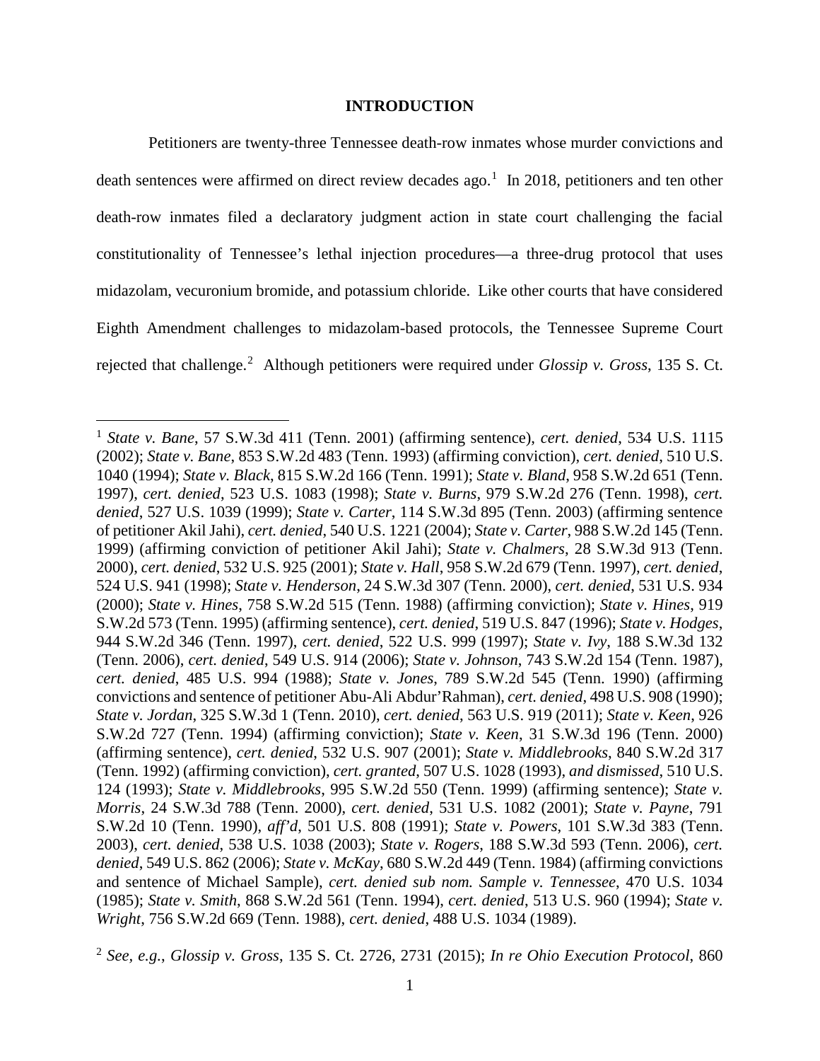## INTRODUCTION

Petitioners are twenty-three Tennessee death-row inmates whose murder convictions and death sentences were affirmed on direct review decades ago.[1] In 2018, petitioners and ten other death-row inmates filed a declaratory judgment action in state court challenging the facial constitutionality of Tennessee's lethal injection procedures—a three-drug protocol that uses midazolam, vecuronium bromide, and potassium chloride. Like other courts that have considered Eighth Amendment challenges to midazolam-based protocols, the Tennessee Supreme Court rejected that challenge.[2] Although petitioners were required under *Glossip v. Gross*, 135 S. Ct.

---

[1] *State v. Bane*, 57 S.W.3d 411 (Tenn. 2001) (affirming sentence), *cert. denied*, 534 U.S. 1115 (2002); *State v. Bane*, 853 S.W.2d 483 (Tenn. 1993) (affirming conviction), *cert. denied*, 510 U.S. 1040 (1994); *State v. Black*, 815 S.W.2d 166 (Tenn. 1991); *State v. Bland*, 958 S.W.2d 651 (Tenn. 1997), *cert. denied*, 523 U.S. 1083 (1998); *State v. Burns*, 979 S.W.2d 276 (Tenn. 1998), *cert. denied*, 527 U.S. 1039 (1999); *State v. Carter*, 114 S.W.3d 895 (Tenn. 2003) (affirming sentence of petitioner Akil Jahi), *cert. denied*, 540 U.S. 1221 (2004); *State v. Carter*, 988 S.W.2d 145 (Tenn. 1999) (affirming conviction of petitioner Akil Jahi); *State v. Chalmers*, 28 S.W.3d 913 (Tenn. 2000), *cert. denied*, 532 U.S. 925 (2001); *State v. Hall*, 958 S.W.2d 679 (Tenn. 1997), *cert. denied*, 524 U.S. 941 (1998); *State v. Henderson*, 24 S.W.3d 307 (Tenn. 2000), *cert. denied*, 531 U.S. 934 (2000); *State v. Hines*, 758 S.W.2d 515 (Tenn. 1988) (affirming conviction); *State v. Hines*, 919 S.W.2d 573 (Tenn. 1995) (affirming sentence), *cert. denied*, 519 U.S. 847 (1996); *State v. Hodges*, 944 S.W.2d 346 (Tenn. 1997), *cert. denied*, 522 U.S. 999 (1997); *State v. Ivy*, 188 S.W.3d 132 (Tenn. 2006), *cert. denied*, 549 U.S. 914 (2006); *State v. Johnson*, 743 S.W.2d 154 (Tenn. 1987), *cert. denied*, 485 U.S. 994 (1988); *State v. Jones*, 789 S.W.2d 545 (Tenn. 1990) (affirming convictions and sentence of petitioner Abu-Ali Abdur'Rahman), *cert. denied*, 498 U.S. 908 (1990); *State v. Jordan*, 325 S.W.3d 1 (Tenn. 2010), *cert. denied*, 563 U.S. 919 (2011); *State v. Keen*, 926 S.W.2d 727 (Tenn. 1994) (affirming conviction); *State v. Keen*, 31 S.W.3d 196 (Tenn. 2000) (affirming sentence), *cert. denied*, 532 U.S. 907 (2001); *State v. Middlebrooks*, 840 S.W.2d 317 (Tenn. 1992) (affirming conviction), *cert. granted*, 507 U.S. 1028 (1993), *and dismissed*, 510 U.S. 124 (1993); *State v. Middlebrooks*, 995 S.W.2d 550 (Tenn. 1999) (affirming sentence); *State v. Morris*, 24 S.W.3d 788 (Tenn. 2000), *cert. denied*, 531 U.S. 1082 (2001); *State v. Payne*, 791 S.W.2d 10 (Tenn. 1990), *aff'd*, 501 U.S. 808 (1991); *State v. Powers*, 101 S.W.3d 383 (Tenn. 2003), *cert. denied*, 538 U.S. 1038 (2003); *State v. Rogers*, 188 S.W.3d 593 (Tenn. 2006), *cert. denied*, 549 U.S. 862 (2006); *State v. McKay*, 680 S.W.2d 449 (Tenn. 1984) (affirming convictions and sentence of Michael Sample), *cert. denied sub nom. Sample v. Tennessee*, 470 U.S. 1034 (1985); *State v. Smith*, 868 S.W.2d 561 (Tenn. 1994), *cert. denied*, 513 U.S. 960 (1994); *State v. Wright*, 756 S.W.2d 669 (Tenn. 1988), *cert. denied*, 488 U.S. 1034 (1989).

[2] *See, e.g.*, *Glossip v. Gross*, 135 S. Ct. 2726, 2731 (2015); *In re Ohio Execution Protocol*, 860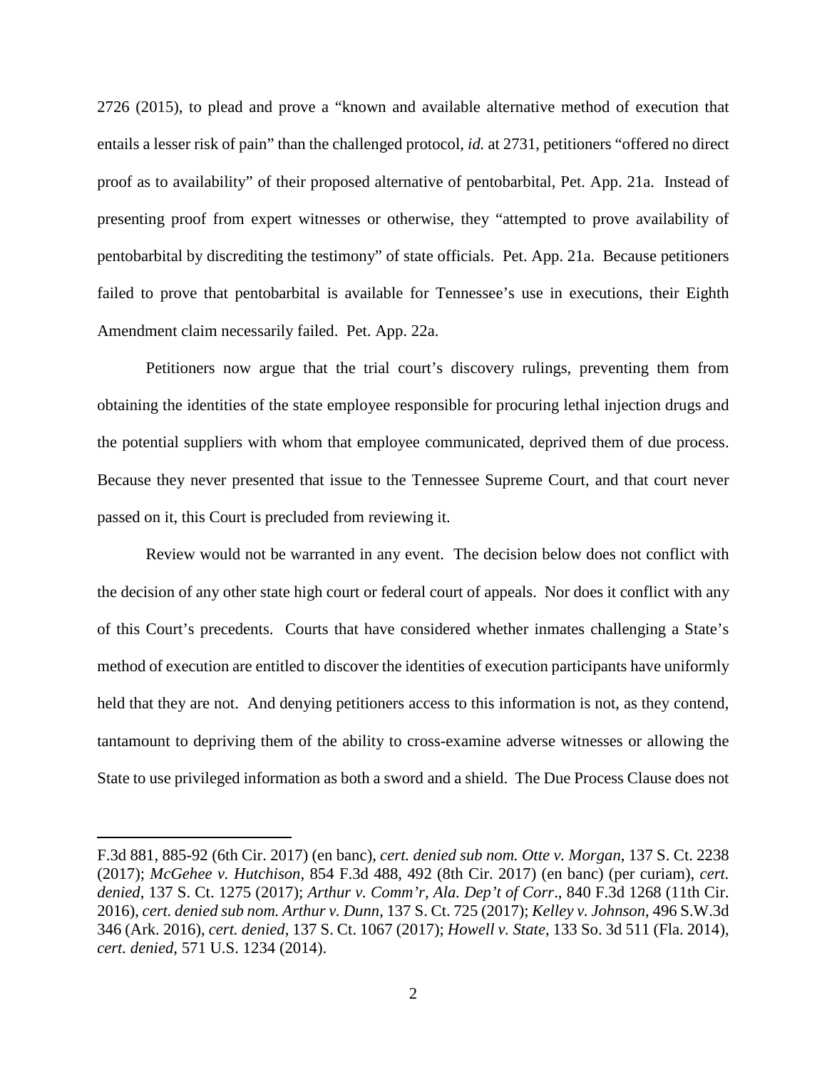2726 (2015), to plead and prove a "known and available alternative method of execution that entails a lesser risk of pain" than the challenged protocol, *id.* at 2731, petitioners "offered no direct proof as to availability" of their proposed alternative of pentobarbital, Pet. App. 21a. Instead of presenting proof from expert witnesses or otherwise, they "attempted to prove availability of pentobarbital by discrediting the testimony" of state officials. Pet. App. 21a. Because petitioners failed to prove that pentobarbital is available for Tennessee's use in executions, their Eighth Amendment claim necessarily failed. Pet. App. 22a.

Petitioners now argue that the trial court's discovery rulings, preventing them from obtaining the identities of the state employee responsible for procuring lethal injection drugs and the potential suppliers with whom that employee communicated, deprived them of due process. Because they never presented that issue to the Tennessee Supreme Court, and that court never passed on it, this Court is precluded from reviewing it.

Review would not be warranted in any event. The decision below does not conflict with the decision of any other state high court or federal court of appeals. Nor does it conflict with any of this Court's precedents. Courts that have considered whether inmates challenging a State's method of execution are entitled to discover the identities of execution participants have uniformly held that they are not. And denying petitioners access to this information is not, as they contend, tantamount to depriving them of the ability to cross-examine adverse witnesses or allowing the State to use privileged information as both a sword and a shield. The Due Process Clause does not

---

F.3d 881, 885-92 (6th Cir. 2017) (en banc), *cert. denied sub nom. Otte v. Morgan*, 137 S. Ct. 2238 (2017); *McGehee v. Hutchison*, 854 F.3d 488, 492 (8th Cir. 2017) (en banc) (per curiam), *cert. denied*, 137 S. Ct. 1275 (2017); *Arthur v. Comm'r, Ala. Dep't of Corr*., 840 F.3d 1268 (11th Cir. 2016), *cert. denied sub nom. Arthur v. Dunn*, 137 S. Ct. 725 (2017); *Kelley v. Johnson*, 496 S.W.3d 346 (Ark. 2016), *cert. denied*, 137 S. Ct. 1067 (2017); *Howell v. State*, 133 So. 3d 511 (Fla. 2014), *cert. denied*, 571 U.S. 1234 (2014).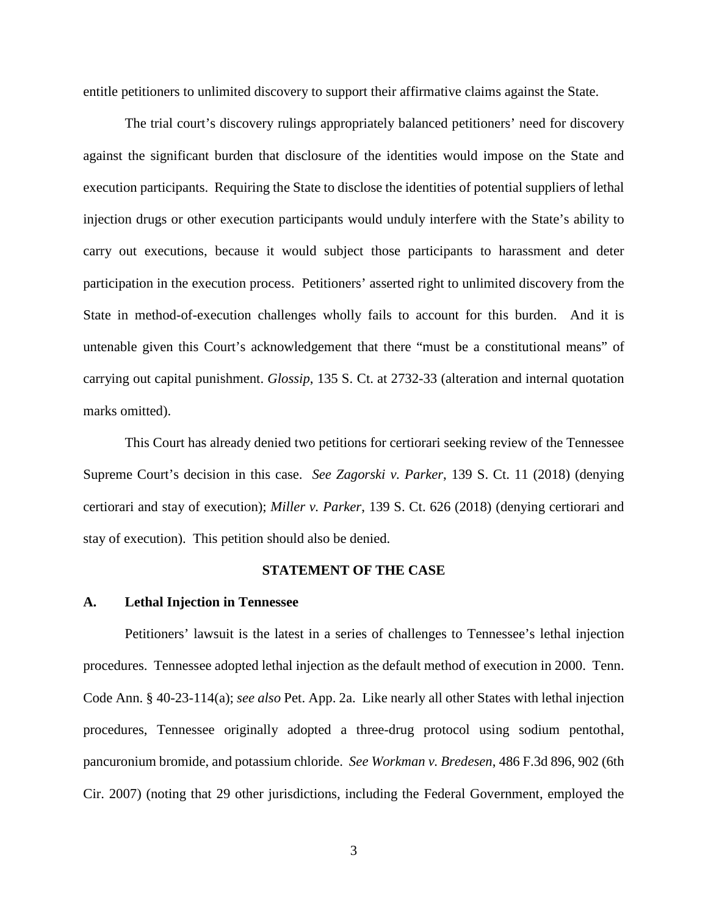entitle petitioners to unlimited discovery to support their affirmative claims against the State.

The trial court's discovery rulings appropriately balanced petitioners' need for discovery against the significant burden that disclosure of the identities would impose on the State and execution participants. Requiring the State to disclose the identities of potential suppliers of lethal injection drugs or other execution participants would unduly interfere with the State's ability to carry out executions, because it would subject those participants to harassment and deter participation in the execution process. Petitioners' asserted right to unlimited discovery from the State in method-of-execution challenges wholly fails to account for this burden. And it is untenable given this Court's acknowledgement that there "must be a constitutional means" of carrying out capital punishment. *Glossip*, 135 S. Ct. at 2732-33 (alteration and internal quotation marks omitted).

This Court has already denied two petitions for certiorari seeking review of the Tennessee Supreme Court's decision in this case. *See Zagorski v. Parker*, 139 S. Ct. 11 (2018) (denying certiorari and stay of execution); *Miller v. Parker*, 139 S. Ct. 626 (2018) (denying certiorari and stay of execution). This petition should also be denied.

## STATEMENT OF THE CASE

### A. Lethal Injection in Tennessee

Petitioners' lawsuit is the latest in a series of challenges to Tennessee's lethal injection procedures. Tennessee adopted lethal injection as the default method of execution in 2000. Tenn. Code Ann. § 40-23-114(a); *see also* Pet. App. 2a. Like nearly all other States with lethal injection procedures, Tennessee originally adopted a three-drug protocol using sodium pentothal, pancuronium bromide, and potassium chloride. *See Workman v. Bredesen*, 486 F.3d 896, 902 (6th Cir. 2007) (noting that 29 other jurisdictions, including the Federal Government, employed the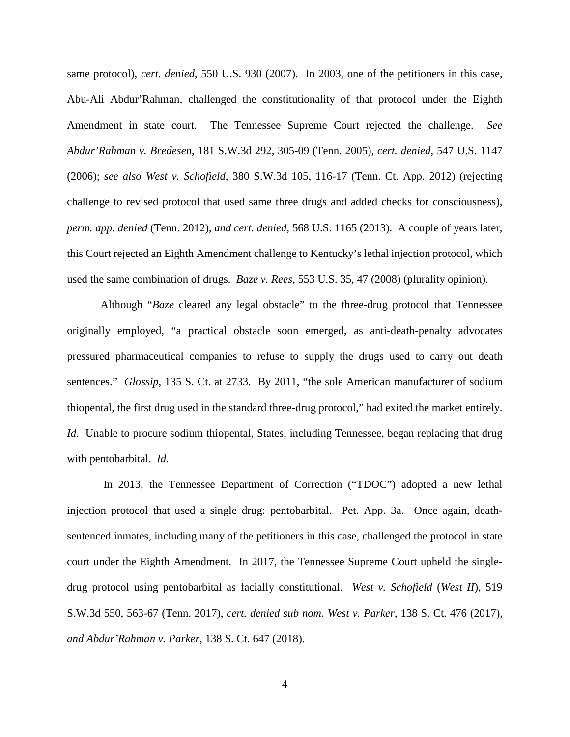same protocol), *cert. denied*, 550 U.S. 930 (2007). In 2003, one of the petitioners in this case, Abu-Ali Abdur'Rahman, challenged the constitutionality of that protocol under the Eighth Amendment in state court. The Tennessee Supreme Court rejected the challenge. *See Abdur'Rahman v. Bredesen*, 181 S.W.3d 292, 305-09 (Tenn. 2005), *cert. denied*, 547 U.S. 1147 (2006); *see also West v. Schofield*, 380 S.W.3d 105, 116-17 (Tenn. Ct. App. 2012) (rejecting challenge to revised protocol that used same three drugs and added checks for consciousness), *perm. app. denied* (Tenn. 2012), *and cert. denied,* 568 U.S. 1165 (2013). A couple of years later, this Court rejected an Eighth Amendment challenge to Kentucky's lethal injection protocol, which used the same combination of drugs. *Baze v. Rees*, 553 U.S. 35, 47 (2008) (plurality opinion).

Although "*Baze* cleared any legal obstacle" to the three-drug protocol that Tennessee originally employed, "a practical obstacle soon emerged, as anti-death-penalty advocates pressured pharmaceutical companies to refuse to supply the drugs used to carry out death sentences." *Glossip*, 135 S. Ct. at 2733. By 2011, "the sole American manufacturer of sodium thiopental, the first drug used in the standard three-drug protocol," had exited the market entirely. *Id.* Unable to procure sodium thiopental, States, including Tennessee, began replacing that drug with pentobarbital. *Id.*

In 2013, the Tennessee Department of Correction ("TDOC") adopted a new lethal injection protocol that used a single drug: pentobarbital. Pet. App. 3a. Once again, death-sentenced inmates, including many of the petitioners in this case, challenged the protocol in state court under the Eighth Amendment. In 2017, the Tennessee Supreme Court upheld the single-drug protocol using pentobarbital as facially constitutional. *West v. Schofield* (*West II*), 519 S.W.3d 550, 563-67 (Tenn. 2017), *cert. denied sub nom. West v. Parker*, 138 S. Ct. 476 (2017), *and Abdur'Rahman v. Parker*, 138 S. Ct. 647 (2018).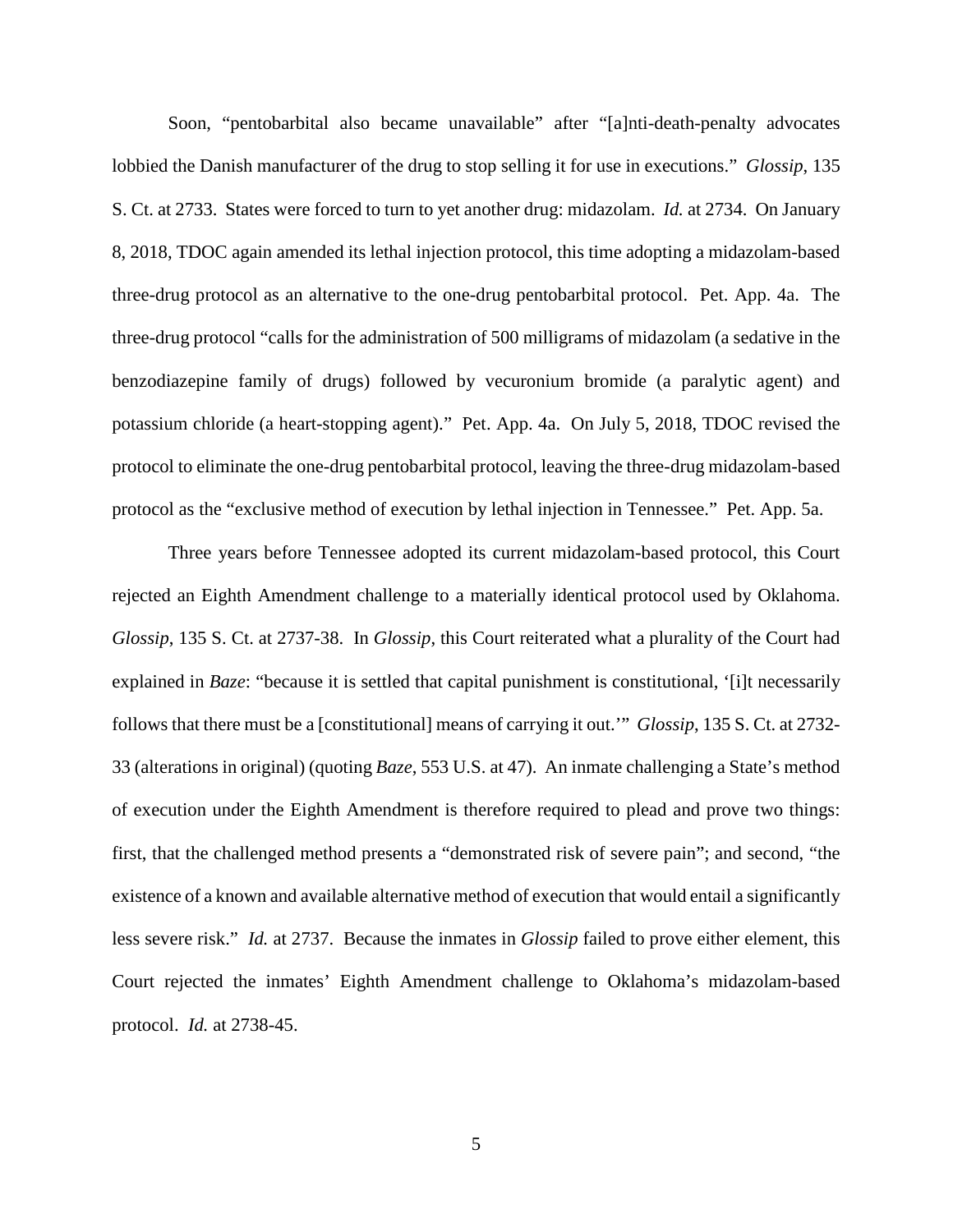Soon, "pentobarbital also became unavailable" after "[a]nti-death-penalty advocates lobbied the Danish manufacturer of the drug to stop selling it for use in executions." *Glossip*, 135 S. Ct. at 2733. States were forced to turn to yet another drug: midazolam. *Id.* at 2734. On January 8, 2018, TDOC again amended its lethal injection protocol, this time adopting a midazolam-based three-drug protocol as an alternative to the one-drug pentobarbital protocol. Pet. App. 4a. The three-drug protocol "calls for the administration of 500 milligrams of midazolam (a sedative in the benzodiazepine family of drugs) followed by vecuronium bromide (a paralytic agent) and potassium chloride (a heart-stopping agent)." Pet. App. 4a. On July 5, 2018, TDOC revised the protocol to eliminate the one-drug pentobarbital protocol, leaving the three-drug midazolam-based protocol as the "exclusive method of execution by lethal injection in Tennessee." Pet. App. 5a.

Three years before Tennessee adopted its current midazolam-based protocol, this Court rejected an Eighth Amendment challenge to a materially identical protocol used by Oklahoma. *Glossip*, 135 S. Ct. at 2737-38. In *Glossip*, this Court reiterated what a plurality of the Court had explained in *Baze*: "because it is settled that capital punishment is constitutional, '[i]t necessarily follows that there must be a [constitutional] means of carrying it out.'" *Glossip*, 135 S. Ct. at 2732-33 (alterations in original) (quoting *Baze*, 553 U.S. at 47). An inmate challenging a State's method of execution under the Eighth Amendment is therefore required to plead and prove two things: first, that the challenged method presents a "demonstrated risk of severe pain"; and second, "the existence of a known and available alternative method of execution that would entail a significantly less severe risk." *Id.* at 2737. Because the inmates in *Glossip* failed to prove either element, this Court rejected the inmates' Eighth Amendment challenge to Oklahoma's midazolam-based protocol. *Id.* at 2738-45.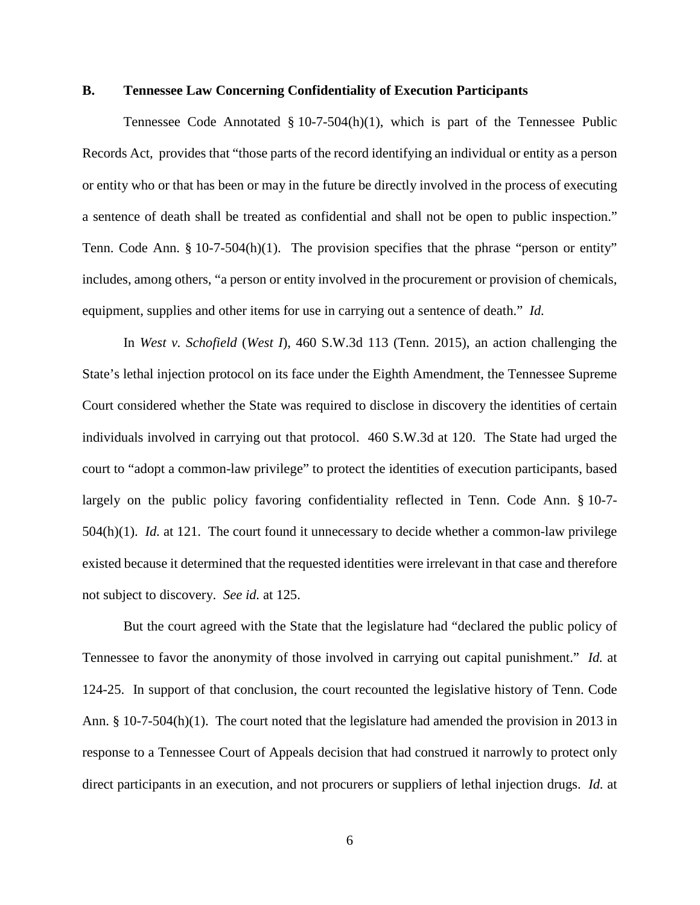### B. Tennessee Law Concerning Confidentiality of Execution Participants

Tennessee Code Annotated § 10-7-504(h)(1), which is part of the Tennessee Public Records Act, provides that "those parts of the record identifying an individual or entity as a person or entity who or that has been or may in the future be directly involved in the process of executing a sentence of death shall be treated as confidential and shall not be open to public inspection." Tenn. Code Ann. § 10-7-504(h)(1). The provision specifies that the phrase "person or entity" includes, among others, "a person or entity involved in the procurement or provision of chemicals, equipment, supplies and other items for use in carrying out a sentence of death." *Id.*

In *West v. Schofield* (*West I*), 460 S.W.3d 113 (Tenn. 2015), an action challenging the State's lethal injection protocol on its face under the Eighth Amendment, the Tennessee Supreme Court considered whether the State was required to disclose in discovery the identities of certain individuals involved in carrying out that protocol. 460 S.W.3d at 120. The State had urged the court to "adopt a common-law privilege" to protect the identities of execution participants, based largely on the public policy favoring confidentiality reflected in Tenn. Code Ann. § 10-7-504(h)(1). *Id.* at 121. The court found it unnecessary to decide whether a common-law privilege existed because it determined that the requested identities were irrelevant in that case and therefore not subject to discovery. *See id.* at 125.

But the court agreed with the State that the legislature had "declared the public policy of Tennessee to favor the anonymity of those involved in carrying out capital punishment." *Id.* at 124-25. In support of that conclusion, the court recounted the legislative history of Tenn. Code Ann. § 10-7-504(h)(1). The court noted that the legislature had amended the provision in 2013 in response to a Tennessee Court of Appeals decision that had construed it narrowly to protect only direct participants in an execution, and not procurers or suppliers of lethal injection drugs. *Id.* at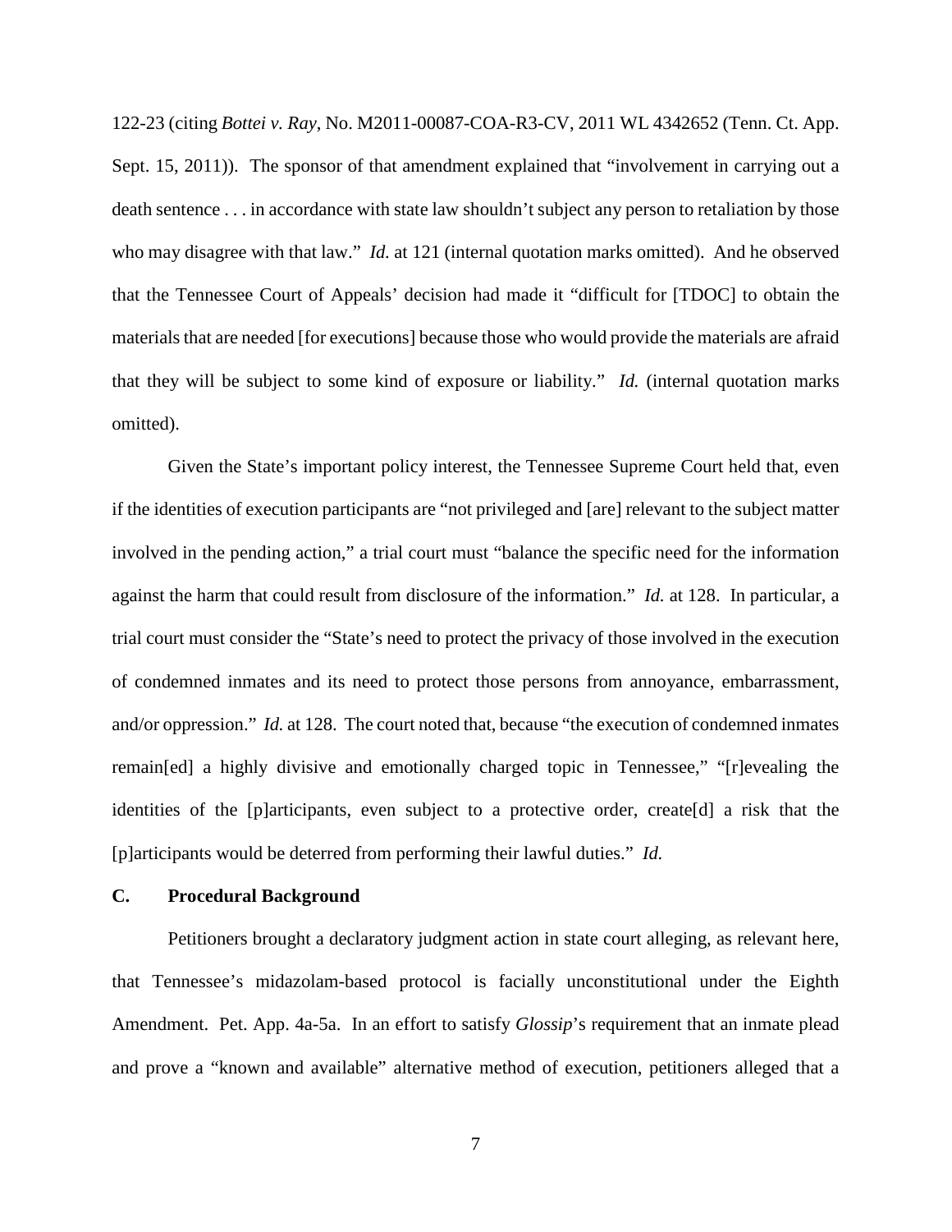122-23 (citing *Bottei v. Ray*, No. M2011-00087-COA-R3-CV, 2011 WL 4342652 (Tenn. Ct. App. Sept. 15, 2011)). The sponsor of that amendment explained that "involvement in carrying out a death sentence . . . in accordance with state law shouldn't subject any person to retaliation by those who may disagree with that law." *Id.* at 121 (internal quotation marks omitted). And he observed that the Tennessee Court of Appeals' decision had made it "difficult for [TDOC] to obtain the materials that are needed [for executions] because those who would provide the materials are afraid that they will be subject to some kind of exposure or liability." *Id.* (internal quotation marks omitted).

Given the State's important policy interest, the Tennessee Supreme Court held that, even if the identities of execution participants are "not privileged and [are] relevant to the subject matter involved in the pending action," a trial court must "balance the specific need for the information against the harm that could result from disclosure of the information." *Id.* at 128. In particular, a trial court must consider the "State's need to protect the privacy of those involved in the execution of condemned inmates and its need to protect those persons from annoyance, embarrassment, and/or oppression." *Id.* at 128. The court noted that, because "the execution of condemned inmates remain[ed] a highly divisive and emotionally charged topic in Tennessee," "[r]evealing the identities of the [p]articipants, even subject to a protective order, create[d] a risk that the [p]articipants would be deterred from performing their lawful duties." *Id.*

### C. Procedural Background

Petitioners brought a declaratory judgment action in state court alleging, as relevant here, that Tennessee's midazolam-based protocol is facially unconstitutional under the Eighth Amendment. Pet. App. 4a-5a. In an effort to satisfy *Glossip*'s requirement that an inmate plead and prove a "known and available" alternative method of execution, petitioners alleged that a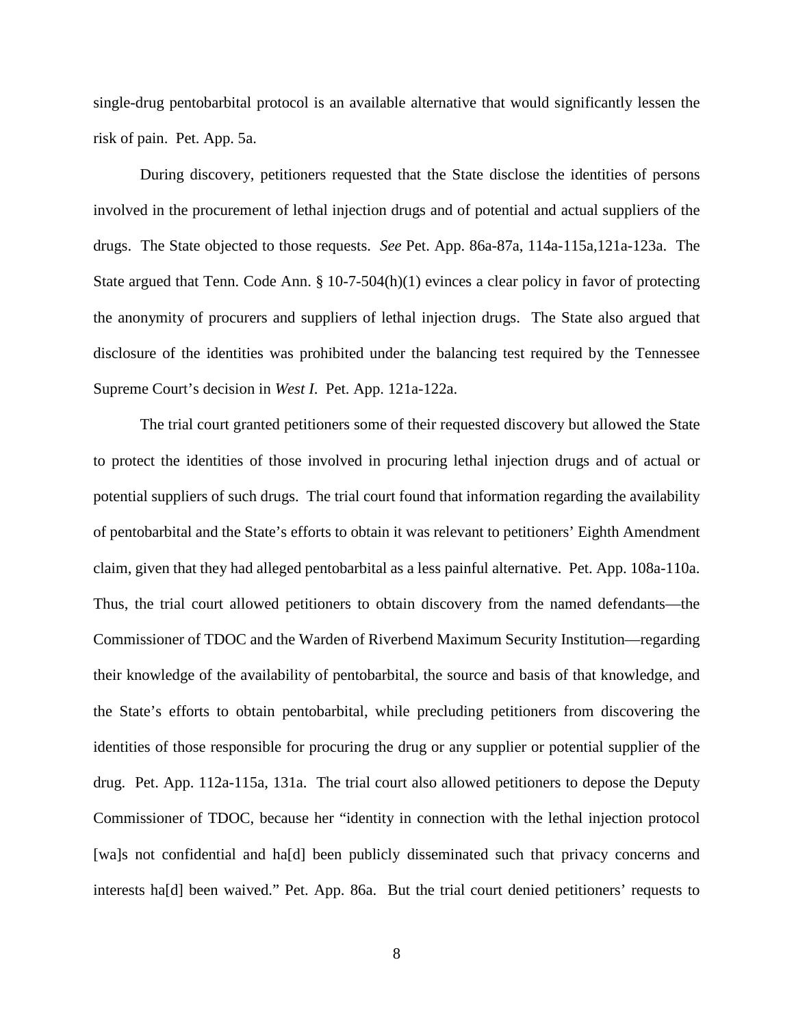single-drug pentobarbital protocol is an available alternative that would significantly lessen the risk of pain. Pet. App. 5a.

During discovery, petitioners requested that the State disclose the identities of persons involved in the procurement of lethal injection drugs and of potential and actual suppliers of the drugs. The State objected to those requests. *See* Pet. App. 86a-87a, 114a-115a,121a-123a. The State argued that Tenn. Code Ann. § 10-7-504(h)(1) evinces a clear policy in favor of protecting the anonymity of procurers and suppliers of lethal injection drugs. The State also argued that disclosure of the identities was prohibited under the balancing test required by the Tennessee Supreme Court's decision in *West I*. Pet. App. 121a-122a.

The trial court granted petitioners some of their requested discovery but allowed the State to protect the identities of those involved in procuring lethal injection drugs and of actual or potential suppliers of such drugs. The trial court found that information regarding the availability of pentobarbital and the State's efforts to obtain it was relevant to petitioners' Eighth Amendment claim, given that they had alleged pentobarbital as a less painful alternative. Pet. App. 108a-110a. Thus, the trial court allowed petitioners to obtain discovery from the named defendants—the Commissioner of TDOC and the Warden of Riverbend Maximum Security Institution—regarding their knowledge of the availability of pentobarbital, the source and basis of that knowledge, and the State's efforts to obtain pentobarbital, while precluding petitioners from discovering the identities of those responsible for procuring the drug or any supplier or potential supplier of the drug. Pet. App. 112a-115a, 131a. The trial court also allowed petitioners to depose the Deputy Commissioner of TDOC, because her "identity in connection with the lethal injection protocol [wa]s not confidential and ha[d] been publicly disseminated such that privacy concerns and interests ha[d] been waived." Pet. App. 86a. But the trial court denied petitioners' requests to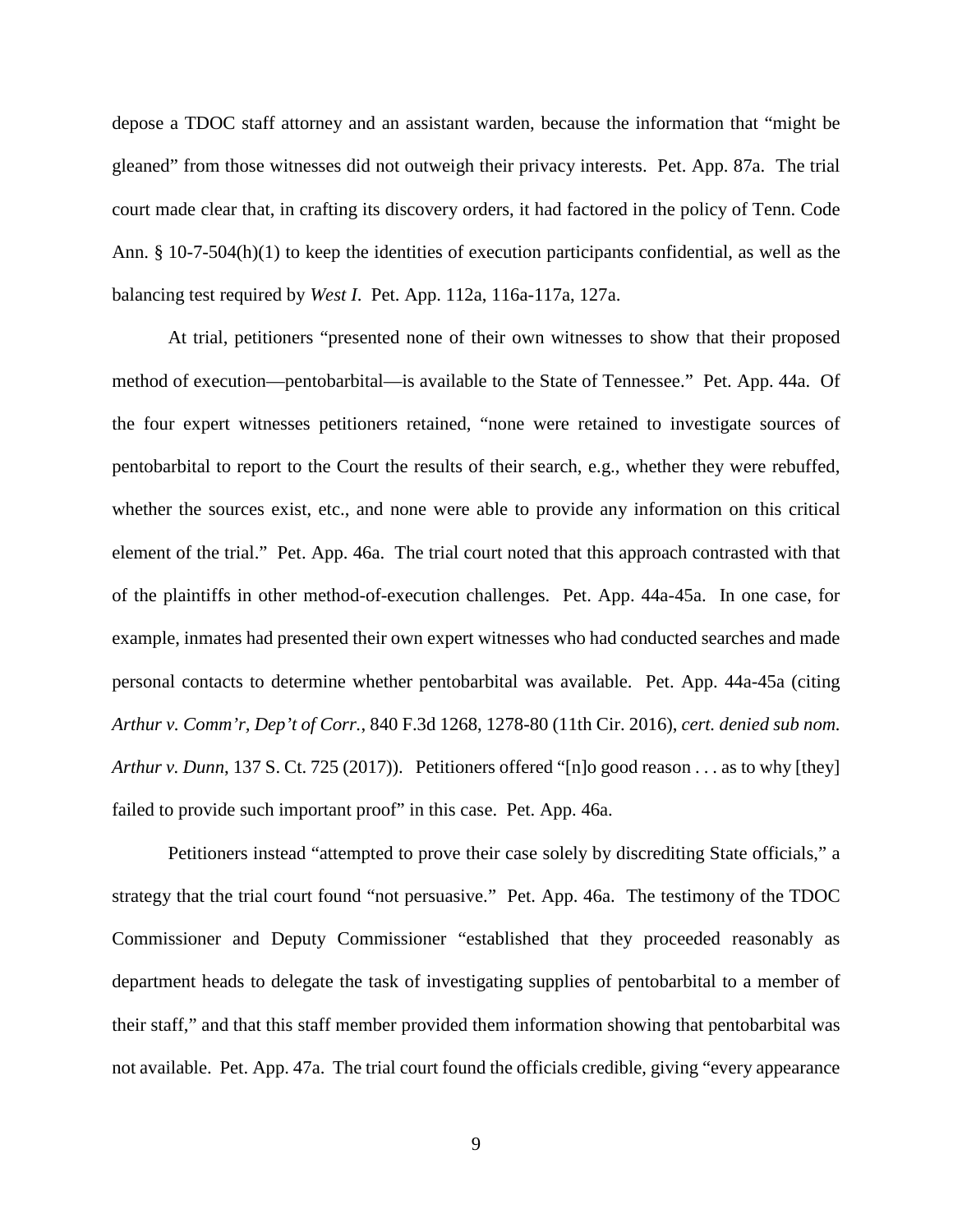depose a TDOC staff attorney and an assistant warden, because the information that "might be gleaned" from those witnesses did not outweigh their privacy interests. Pet. App. 87a. The trial court made clear that, in crafting its discovery orders, it had factored in the policy of Tenn. Code Ann. § 10-7-504(h)(1) to keep the identities of execution participants confidential, as well as the balancing test required by *West I*. Pet. App. 112a, 116a-117a, 127a.

At trial, petitioners "presented none of their own witnesses to show that their proposed method of execution—pentobarbital—is available to the State of Tennessee." Pet. App. 44a. Of the four expert witnesses petitioners retained, "none were retained to investigate sources of pentobarbital to report to the Court the results of their search, e.g., whether they were rebuffed, whether the sources exist, etc., and none were able to provide any information on this critical element of the trial." Pet. App. 46a. The trial court noted that this approach contrasted with that of the plaintiffs in other method-of-execution challenges. Pet. App. 44a-45a. In one case, for example, inmates had presented their own expert witnesses who had conducted searches and made personal contacts to determine whether pentobarbital was available. Pet. App. 44a-45a (citing *Arthur v. Comm'r, Dep't of Corr.*, 840 F.3d 1268, 1278-80 (11th Cir. 2016), *cert. denied sub nom. Arthur v. Dunn*, 137 S. Ct. 725 (2017)). Petitioners offered "[n]o good reason . . . as to why [they] failed to provide such important proof" in this case. Pet. App. 46a.

Petitioners instead "attempted to prove their case solely by discrediting State officials," a strategy that the trial court found "not persuasive." Pet. App. 46a. The testimony of the TDOC Commissioner and Deputy Commissioner "established that they proceeded reasonably as department heads to delegate the task of investigating supplies of pentobarbital to a member of their staff," and that this staff member provided them information showing that pentobarbital was not available. Pet. App. 47a. The trial court found the officials credible, giving "every appearance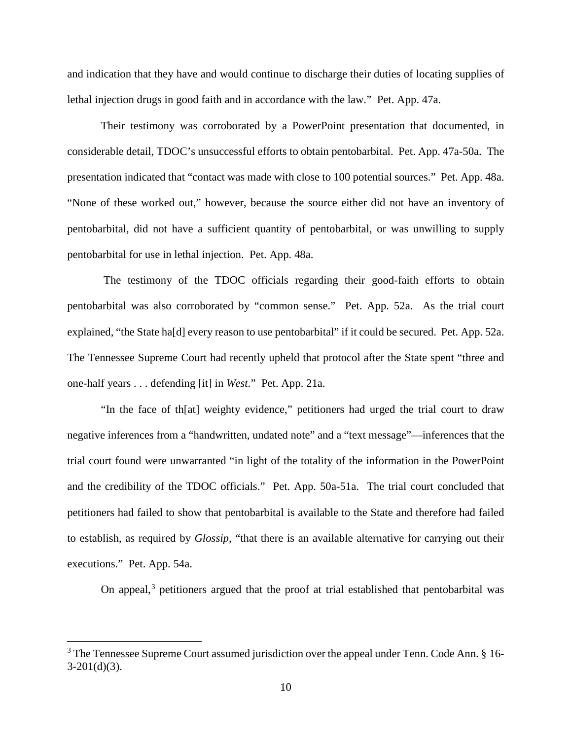and indication that they have and would continue to discharge their duties of locating supplies of lethal injection drugs in good faith and in accordance with the law." Pet. App. 47a.

Their testimony was corroborated by a PowerPoint presentation that documented, in considerable detail, TDOC's unsuccessful efforts to obtain pentobarbital. Pet. App. 47a-50a. The presentation indicated that "contact was made with close to 100 potential sources." Pet. App. 48a. "None of these worked out," however, because the source either did not have an inventory of pentobarbital, did not have a sufficient quantity of pentobarbital, or was unwilling to supply pentobarbital for use in lethal injection. Pet. App. 48a.

The testimony of the TDOC officials regarding their good-faith efforts to obtain pentobarbital was also corroborated by "common sense." Pet. App. 52a. As the trial court explained, "the State ha[d] every reason to use pentobarbital" if it could be secured. Pet. App. 52a. The Tennessee Supreme Court had recently upheld that protocol after the State spent "three and one-half years . . . defending [it] in *West*." Pet. App. 21a.

"In the face of th[at] weighty evidence," petitioners had urged the trial court to draw negative inferences from a "handwritten, undated note" and a "text message"—inferences that the trial court found were unwarranted "in light of the totality of the information in the PowerPoint and the credibility of the TDOC officials." Pet. App. 50a-51a. The trial court concluded that petitioners had failed to show that pentobarbital is available to the State and therefore had failed to establish, as required by *Glossip*, "that there is an available alternative for carrying out their executions." Pet. App. 54a.

On appeal,[3] petitioners argued that the proof at trial established that pentobarbital was

---

[3] The Tennessee Supreme Court assumed jurisdiction over the appeal under Tenn. Code Ann. § 16-3-201(d)(3).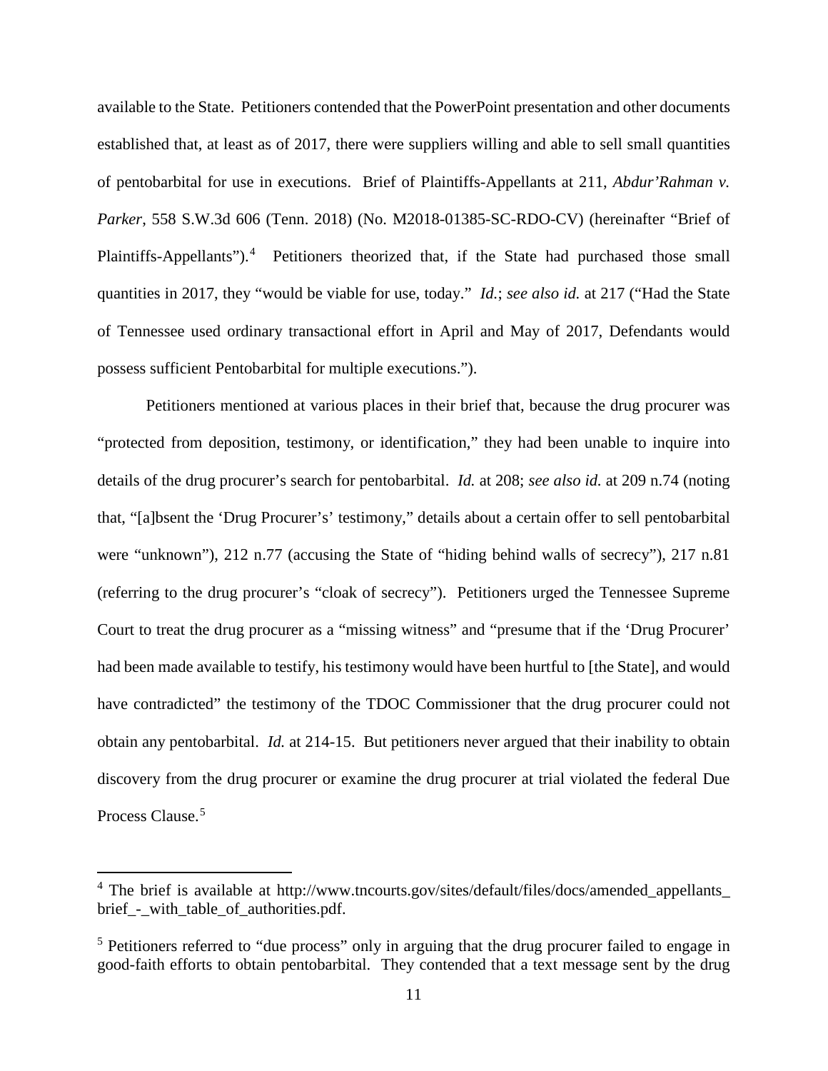available to the State. Petitioners contended that the PowerPoint presentation and other documents established that, at least as of 2017, there were suppliers willing and able to sell small quantities of pentobarbital for use in executions. Brief of Plaintiffs-Appellants at 211, *Abdur'Rahman v. Parker*, 558 S.W.3d 606 (Tenn. 2018) (No. M2018-01385-SC-RDO-CV) (hereinafter "Brief of Plaintiffs-Appellants").[4] Petitioners theorized that, if the State had purchased those small quantities in 2017, they "would be viable for use, today." *Id.*; *see also id.* at 217 ("Had the State of Tennessee used ordinary transactional effort in April and May of 2017, Defendants would possess sufficient Pentobarbital for multiple executions.").

Petitioners mentioned at various places in their brief that, because the drug procurer was "protected from deposition, testimony, or identification," they had been unable to inquire into details of the drug procurer's search for pentobarbital. *Id.* at 208; *see also id.* at 209 n.74 (noting that, "[a]bsent the 'Drug Procurer's' testimony," details about a certain offer to sell pentobarbital were "unknown"), 212 n.77 (accusing the State of "hiding behind walls of secrecy"), 217 n.81 (referring to the drug procurer's "cloak of secrecy"). Petitioners urged the Tennessee Supreme Court to treat the drug procurer as a "missing witness" and "presume that if the 'Drug Procurer' had been made available to testify, his testimony would have been hurtful to [the State], and would have contradicted" the testimony of the TDOC Commissioner that the drug procurer could not obtain any pentobarbital. *Id.* at 214-15. But petitioners never argued that their inability to obtain discovery from the drug procurer or examine the drug procurer at trial violated the federal Due Process Clause.[5]

---

[4] The brief is available at http://www.tncourts.gov/sites/default/files/docs/amended_appellants_brief_-_with_table_of_authorities.pdf.

[5] Petitioners referred to "due process" only in arguing that the drug procurer failed to engage in good-faith efforts to obtain pentobarbital. They contended that a text message sent by the drug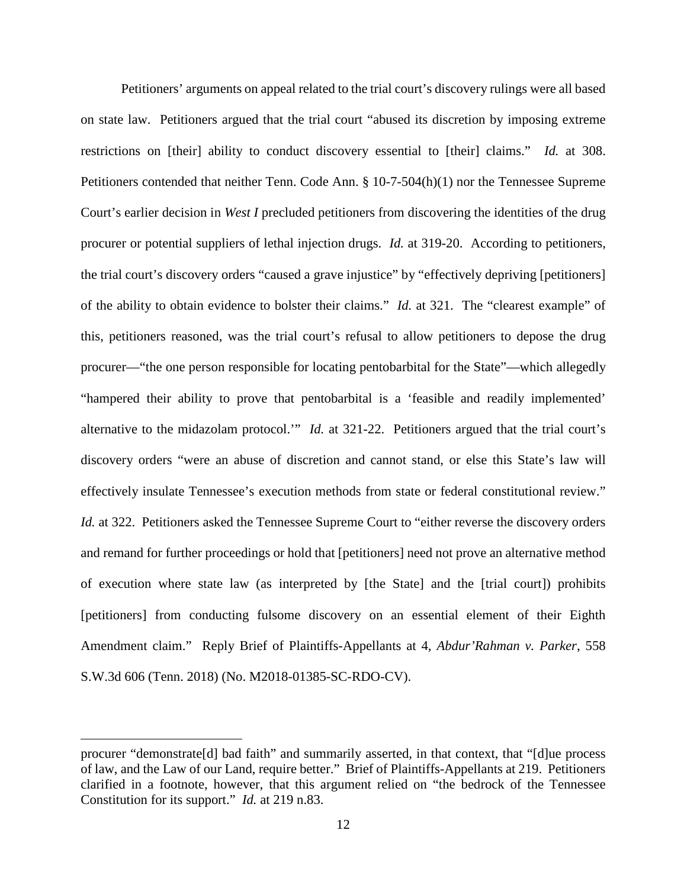Petitioners' arguments on appeal related to the trial court's discovery rulings were all based on state law. Petitioners argued that the trial court "abused its discretion by imposing extreme restrictions on [their] ability to conduct discovery essential to [their] claims." *Id.* at 308. Petitioners contended that neither Tenn. Code Ann. § 10-7-504(h)(1) nor the Tennessee Supreme Court's earlier decision in *West I* precluded petitioners from discovering the identities of the drug procurer or potential suppliers of lethal injection drugs. *Id.* at 319-20. According to petitioners, the trial court's discovery orders "caused a grave injustice" by "effectively depriving [petitioners] of the ability to obtain evidence to bolster their claims." *Id.* at 321. The "clearest example" of this, petitioners reasoned, was the trial court's refusal to allow petitioners to depose the drug procurer—"the one person responsible for locating pentobarbital for the State"—which allegedly "hampered their ability to prove that pentobarbital is a 'feasible and readily implemented' alternative to the midazolam protocol.'" *Id.* at 321-22. Petitioners argued that the trial court's discovery orders "were an abuse of discretion and cannot stand, or else this State's law will effectively insulate Tennessee's execution methods from state or federal constitutional review." *Id.* at 322. Petitioners asked the Tennessee Supreme Court to "either reverse the discovery orders and remand for further proceedings or hold that [petitioners] need not prove an alternative method of execution where state law (as interpreted by [the State] and the [trial court]) prohibits [petitioners] from conducting fulsome discovery on an essential element of their Eighth Amendment claim." Reply Brief of Plaintiffs-Appellants at 4, *Abdur'Rahman v. Parker*, 558 S.W.3d 606 (Tenn. 2018) (No. M2018-01385-SC-RDO-CV).

---

procurer "demonstrate[d] bad faith" and summarily asserted, in that context, that "[d]ue process of law, and the Law of our Land, require better." Brief of Plaintiffs-Appellants at 219. Petitioners clarified in a footnote, however, that this argument relied on "the bedrock of the Tennessee Constitution for its support." *Id.* at 219 n.83.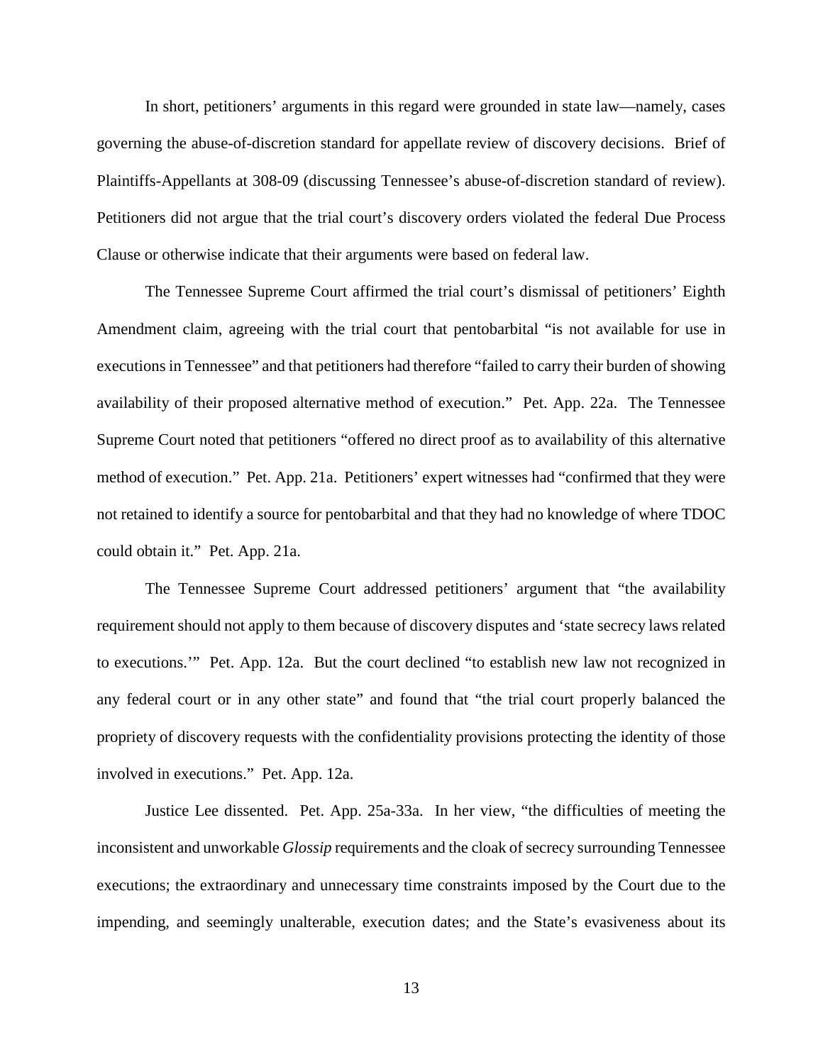In short, petitioners' arguments in this regard were grounded in state law—namely, cases governing the abuse-of-discretion standard for appellate review of discovery decisions. Brief of Plaintiffs-Appellants at 308-09 (discussing Tennessee's abuse-of-discretion standard of review). Petitioners did not argue that the trial court's discovery orders violated the federal Due Process Clause or otherwise indicate that their arguments were based on federal law.

The Tennessee Supreme Court affirmed the trial court's dismissal of petitioners' Eighth Amendment claim, agreeing with the trial court that pentobarbital "is not available for use in executions in Tennessee" and that petitioners had therefore "failed to carry their burden of showing availability of their proposed alternative method of execution." Pet. App. 22a. The Tennessee Supreme Court noted that petitioners "offered no direct proof as to availability of this alternative method of execution." Pet. App. 21a. Petitioners' expert witnesses had "confirmed that they were not retained to identify a source for pentobarbital and that they had no knowledge of where TDOC could obtain it." Pet. App. 21a.

The Tennessee Supreme Court addressed petitioners' argument that "the availability requirement should not apply to them because of discovery disputes and 'state secrecy laws related to executions.'" Pet. App. 12a. But the court declined "to establish new law not recognized in any federal court or in any other state" and found that "the trial court properly balanced the propriety of discovery requests with the confidentiality provisions protecting the identity of those involved in executions." Pet. App. 12a.

Justice Lee dissented. Pet. App. 25a-33a. In her view, "the difficulties of meeting the inconsistent and unworkable *Glossip* requirements and the cloak of secrecy surrounding Tennessee executions; the extraordinary and unnecessary time constraints imposed by the Court due to the impending, and seemingly unalterable, execution dates; and the State's evasiveness about its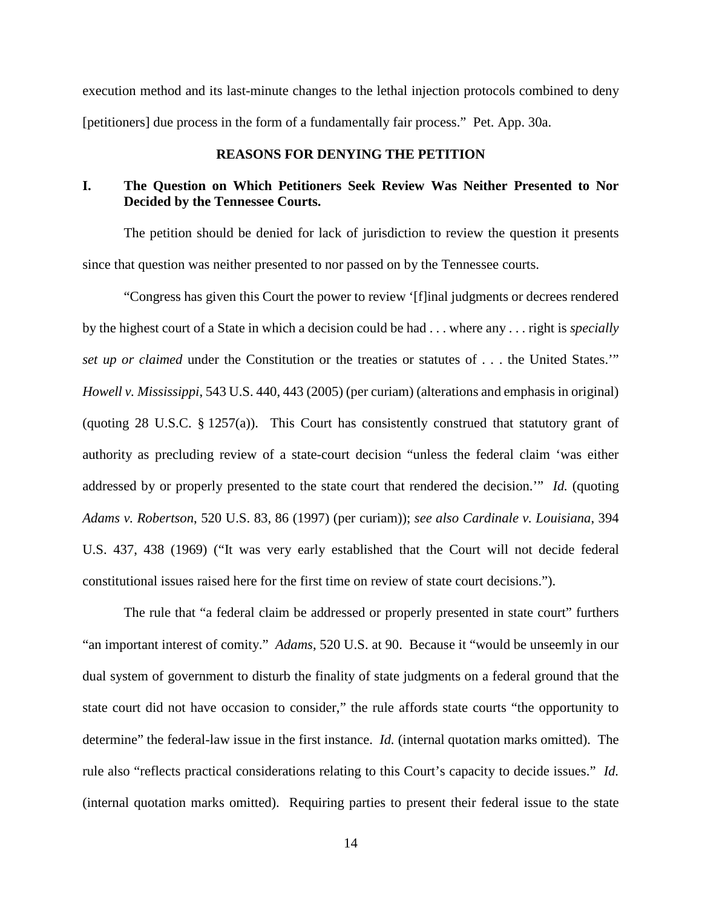execution method and its last-minute changes to the lethal injection protocols combined to deny [petitioners] due process in the form of a fundamentally fair process." Pet. App. 30a.

## REASONS FOR DENYING THE PETITION

### I. The Question on Which Petitioners Seek Review Was Neither Presented to Nor Decided by the Tennessee Courts.

The petition should be denied for lack of jurisdiction to review the question it presents since that question was neither presented to nor passed on by the Tennessee courts.

"Congress has given this Court the power to review '[f]inal judgments or decrees rendered by the highest court of a State in which a decision could be had . . . where any . . . right is *specially set up or claimed* under the Constitution or the treaties or statutes of . . . the United States.'" *Howell v. Mississippi*, 543 U.S. 440, 443 (2005) (per curiam) (alterations and emphasis in original) (quoting 28 U.S.C. § 1257(a)). This Court has consistently construed that statutory grant of authority as precluding review of a state-court decision "unless the federal claim 'was either addressed by or properly presented to the state court that rendered the decision.'" *Id.* (quoting *Adams v. Robertson*, 520 U.S. 83, 86 (1997) (per curiam)); *see also Cardinale v. Louisiana*, 394 U.S. 437, 438 (1969) ("It was very early established that the Court will not decide federal constitutional issues raised here for the first time on review of state court decisions.").

The rule that "a federal claim be addressed or properly presented in state court" furthers "an important interest of comity." *Adams*, 520 U.S. at 90. Because it "would be unseemly in our dual system of government to disturb the finality of state judgments on a federal ground that the state court did not have occasion to consider," the rule affords state courts "the opportunity to determine" the federal-law issue in the first instance. *Id.* (internal quotation marks omitted). The rule also "reflects practical considerations relating to this Court's capacity to decide issues." *Id.* (internal quotation marks omitted). Requiring parties to present their federal issue to the state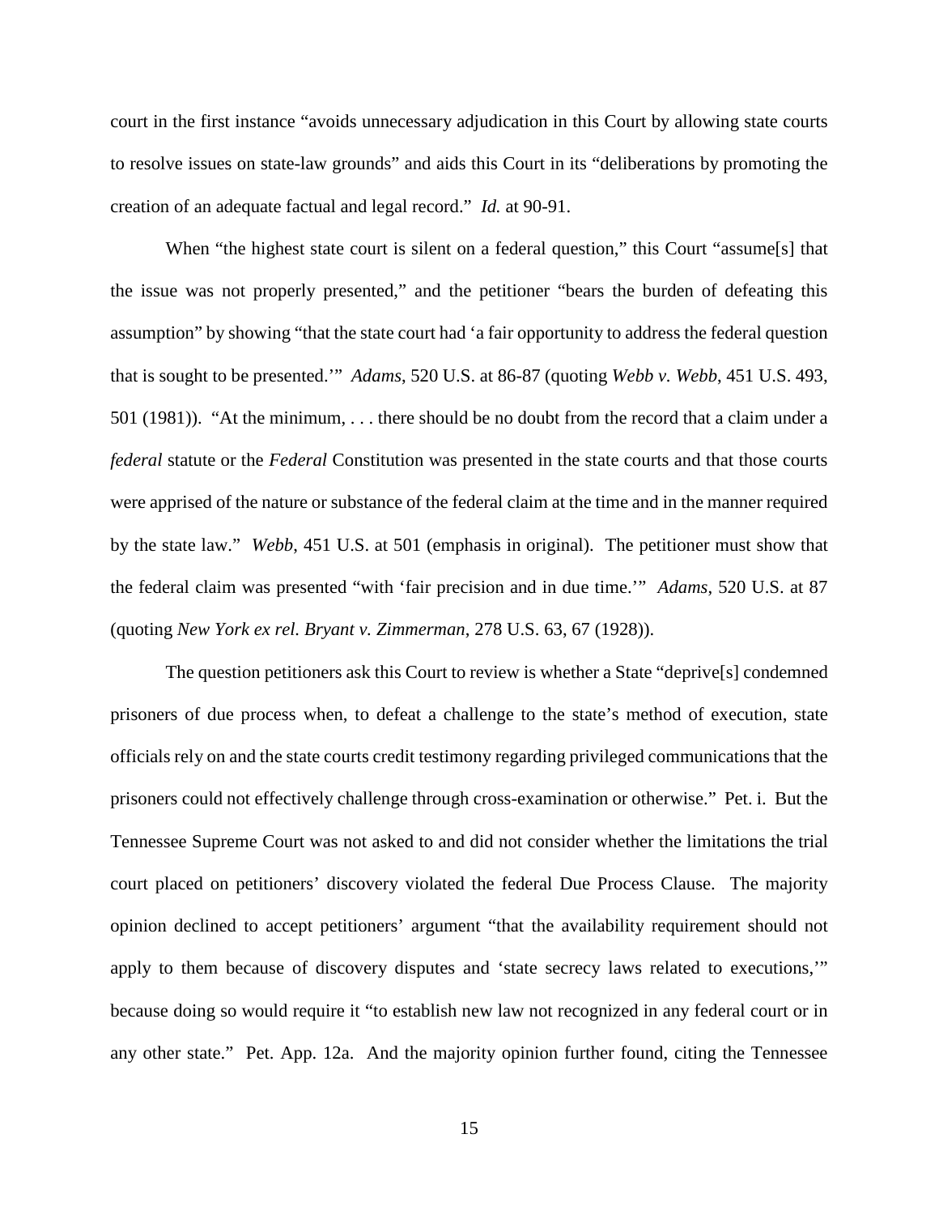court in the first instance "avoids unnecessary adjudication in this Court by allowing state courts to resolve issues on state-law grounds" and aids this Court in its "deliberations by promoting the creation of an adequate factual and legal record." *Id.* at 90-91.

When "the highest state court is silent on a federal question," this Court "assume[s] that the issue was not properly presented," and the petitioner "bears the burden of defeating this assumption" by showing "that the state court had 'a fair opportunity to address the federal question that is sought to be presented.'" *Adams*, 520 U.S. at 86-87 (quoting *Webb v. Webb*, 451 U.S. 493, 501 (1981)). "At the minimum, . . . there should be no doubt from the record that a claim under a *federal* statute or the *Federal* Constitution was presented in the state courts and that those courts were apprised of the nature or substance of the federal claim at the time and in the manner required by the state law." *Webb*, 451 U.S. at 501 (emphasis in original). The petitioner must show that the federal claim was presented "with 'fair precision and in due time.'" *Adams*, 520 U.S. at 87 (quoting *New York ex rel. Bryant v. Zimmerman*, 278 U.S. 63, 67 (1928)).

The question petitioners ask this Court to review is whether a State "deprive[s] condemned prisoners of due process when, to defeat a challenge to the state's method of execution, state officials rely on and the state courts credit testimony regarding privileged communications that the prisoners could not effectively challenge through cross-examination or otherwise." Pet. i. But the Tennessee Supreme Court was not asked to and did not consider whether the limitations the trial court placed on petitioners' discovery violated the federal Due Process Clause. The majority opinion declined to accept petitioners' argument "that the availability requirement should not apply to them because of discovery disputes and 'state secrecy laws related to executions,'" because doing so would require it "to establish new law not recognized in any federal court or in any other state." Pet. App. 12a. And the majority opinion further found, citing the Tennessee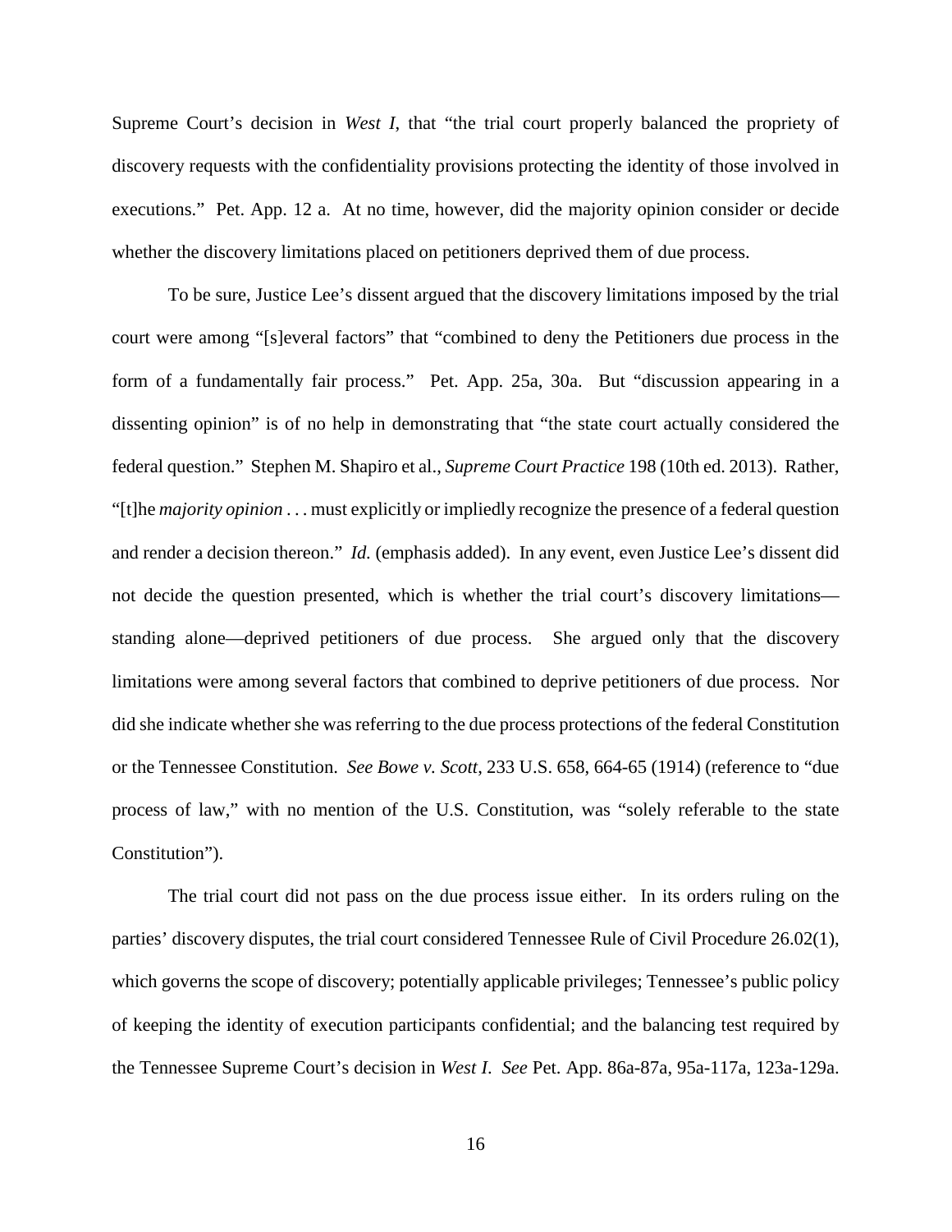Supreme Court's decision in *West I*, that "the trial court properly balanced the propriety of discovery requests with the confidentiality provisions protecting the identity of those involved in executions." Pet. App. 12 a. At no time, however, did the majority opinion consider or decide whether the discovery limitations placed on petitioners deprived them of due process.

To be sure, Justice Lee's dissent argued that the discovery limitations imposed by the trial court were among "[s]everal factors" that "combined to deny the Petitioners due process in the form of a fundamentally fair process." Pet. App. 25a, 30a. But "discussion appearing in a dissenting opinion" is of no help in demonstrating that "the state court actually considered the federal question." Stephen M. Shapiro et al., *Supreme Court Practice* 198 (10th ed. 2013). Rather, "[t]he *majority opinion* . . . must explicitly or impliedly recognize the presence of a federal question and render a decision thereon." *Id.* (emphasis added). In any event, even Justice Lee's dissent did not decide the question presented, which is whether the trial court's discovery limitations—standing alone—deprived petitioners of due process. She argued only that the discovery limitations were among several factors that combined to deprive petitioners of due process. Nor did she indicate whether she was referring to the due process protections of the federal Constitution or the Tennessee Constitution. *See Bowe v. Scott*, 233 U.S. 658, 664-65 (1914) (reference to "due process of law," with no mention of the U.S. Constitution, was "solely referable to the state Constitution").

The trial court did not pass on the due process issue either. In its orders ruling on the parties' discovery disputes, the trial court considered Tennessee Rule of Civil Procedure 26.02(1), which governs the scope of discovery; potentially applicable privileges; Tennessee's public policy of keeping the identity of execution participants confidential; and the balancing test required by the Tennessee Supreme Court's decision in *West I*. *See* Pet. App. 86a-87a, 95a-117a, 123a-129a.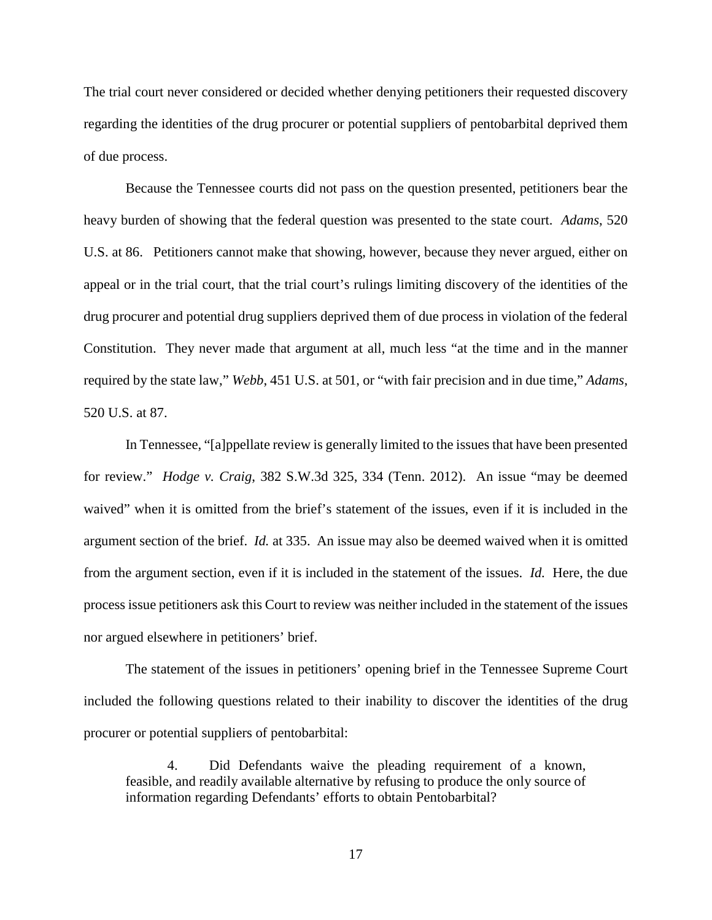The trial court never considered or decided whether denying petitioners their requested discovery regarding the identities of the drug procurer or potential suppliers of pentobarbital deprived them of due process.

Because the Tennessee courts did not pass on the question presented, petitioners bear the heavy burden of showing that the federal question was presented to the state court. *Adams*, 520 U.S. at 86. Petitioners cannot make that showing, however, because they never argued, either on appeal or in the trial court, that the trial court's rulings limiting discovery of the identities of the drug procurer and potential drug suppliers deprived them of due process in violation of the federal Constitution. They never made that argument at all, much less "at the time and in the manner required by the state law," *Webb*, 451 U.S. at 501, or "with fair precision and in due time," *Adams*, 520 U.S. at 87.

In Tennessee, "[a]ppellate review is generally limited to the issues that have been presented for review." *Hodge v. Craig*, 382 S.W.3d 325, 334 (Tenn. 2012). An issue "may be deemed waived" when it is omitted from the brief's statement of the issues, even if it is included in the argument section of the brief. *Id.* at 335. An issue may also be deemed waived when it is omitted from the argument section, even if it is included in the statement of the issues. *Id.* Here, the due process issue petitioners ask this Court to review was neither included in the statement of the issues nor argued elsewhere in petitioners' brief.

The statement of the issues in petitioners' opening brief in the Tennessee Supreme Court included the following questions related to their inability to discover the identities of the drug procurer or potential suppliers of pentobarbital:

> 4. Did Defendants waive the pleading requirement of a known, feasible, and readily available alternative by refusing to produce the only source of information regarding Defendants' efforts to obtain Pentobarbital?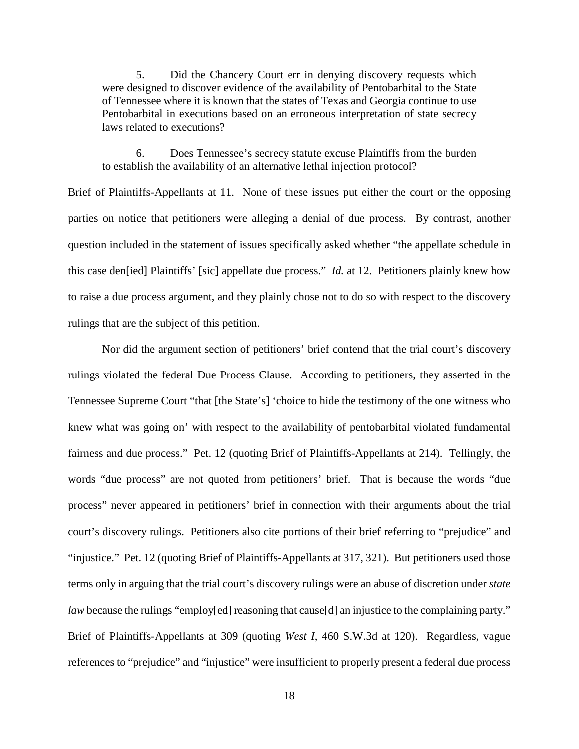> 5. Did the Chancery Court err in denying discovery requests which were designed to discover evidence of the availability of Pentobarbital to the State of Tennessee where it is known that the states of Texas and Georgia continue to use Pentobarbital in executions based on an erroneous interpretation of state secrecy laws related to executions?
>
> 6. Does Tennessee's secrecy statute excuse Plaintiffs from the burden to establish the availability of an alternative lethal injection protocol?

Brief of Plaintiffs-Appellants at 11. None of these issues put either the court or the opposing parties on notice that petitioners were alleging a denial of due process. By contrast, another question included in the statement of issues specifically asked whether "the appellate schedule in this case den[ied] Plaintiffs' [sic] appellate due process." *Id.* at 12. Petitioners plainly knew how to raise a due process argument, and they plainly chose not to do so with respect to the discovery rulings that are the subject of this petition.

Nor did the argument section of petitioners' brief contend that the trial court's discovery rulings violated the federal Due Process Clause. According to petitioners, they asserted in the Tennessee Supreme Court "that [the State's] 'choice to hide the testimony of the one witness who knew what was going on' with respect to the availability of pentobarbital violated fundamental fairness and due process." Pet. 12 (quoting Brief of Plaintiffs-Appellants at 214). Tellingly, the words "due process" are not quoted from petitioners' brief. That is because the words "due process" never appeared in petitioners' brief in connection with their arguments about the trial court's discovery rulings. Petitioners also cite portions of their brief referring to "prejudice" and "injustice." Pet. 12 (quoting Brief of Plaintiffs-Appellants at 317, 321). But petitioners used those terms only in arguing that the trial court's discovery rulings were an abuse of discretion under *state law* because the rulings "employ[ed] reasoning that cause[d] an injustice to the complaining party." Brief of Plaintiffs-Appellants at 309 (quoting *West I*, 460 S.W.3d at 120). Regardless, vague references to "prejudice" and "injustice" were insufficient to properly present a federal due process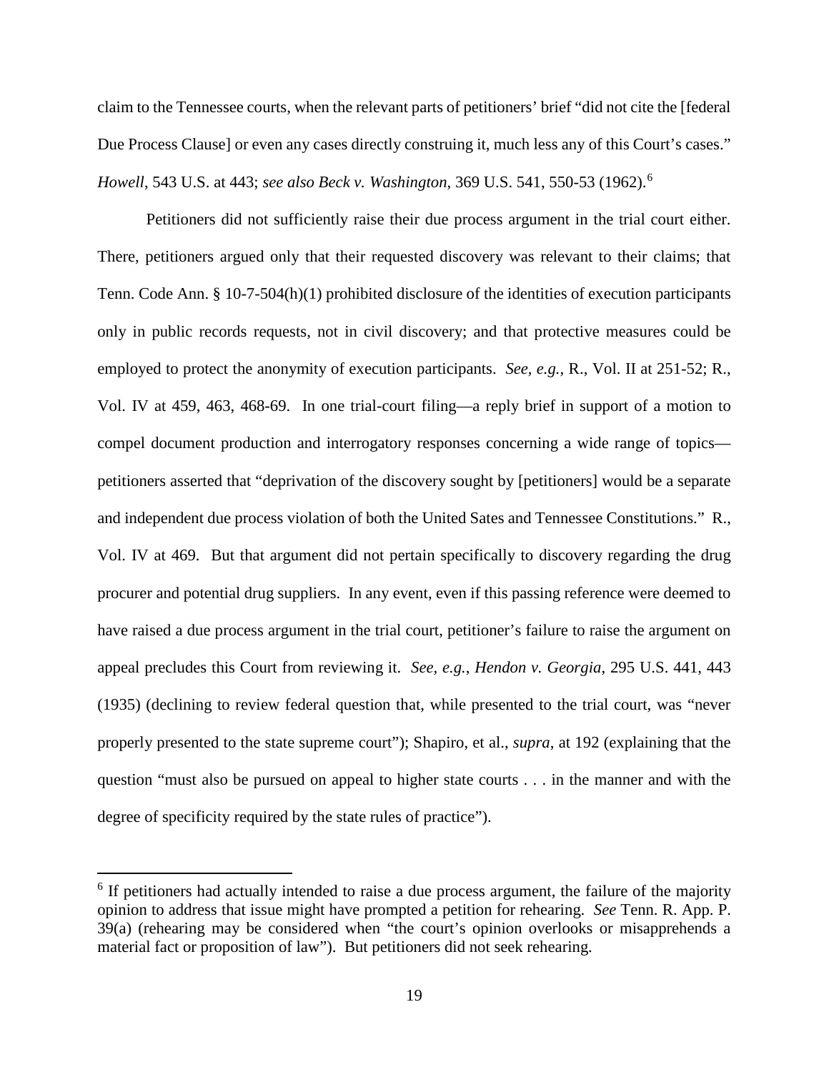claim to the Tennessee courts, when the relevant parts of petitioners' brief "did not cite the [federal Due Process Clause] or even any cases directly construing it, much less any of this Court's cases." *Howell*, 543 U.S. at 443; *see also Beck v. Washington*, 369 U.S. 541, 550-53 (1962).[6]

Petitioners did not sufficiently raise their due process argument in the trial court either. There, petitioners argued only that their requested discovery was relevant to their claims; that Tenn. Code Ann. § 10-7-504(h)(1) prohibited disclosure of the identities of execution participants only in public records requests, not in civil discovery; and that protective measures could be employed to protect the anonymity of execution participants. *See, e.g.*, R., Vol. II at 251-52; R., Vol. IV at 459, 463, 468-69. In one trial-court filing—a reply brief in support of a motion to compel document production and interrogatory responses concerning a wide range of topics—petitioners asserted that "deprivation of the discovery sought by [petitioners] would be a separate and independent due process violation of both the United Sates and Tennessee Constitutions." R., Vol. IV at 469. But that argument did not pertain specifically to discovery regarding the drug procurer and potential drug suppliers. In any event, even if this passing reference were deemed to have raised a due process argument in the trial court, petitioner's failure to raise the argument on appeal precludes this Court from reviewing it. *See, e.g.*, *Hendon v. Georgia*, 295 U.S. 441, 443 (1935) (declining to review federal question that, while presented to the trial court, was "never properly presented to the state supreme court"); Shapiro, et al., *supra*, at 192 (explaining that the question "must also be pursued on appeal to higher state courts . . . in the manner and with the degree of specificity required by the state rules of practice").

---

[6] If petitioners had actually intended to raise a due process argument, the failure of the majority opinion to address that issue might have prompted a petition for rehearing. *See* Tenn. R. App. P. 39(a) (rehearing may be considered when "the court's opinion overlooks or misapprehends a material fact or proposition of law"). But petitioners did not seek rehearing.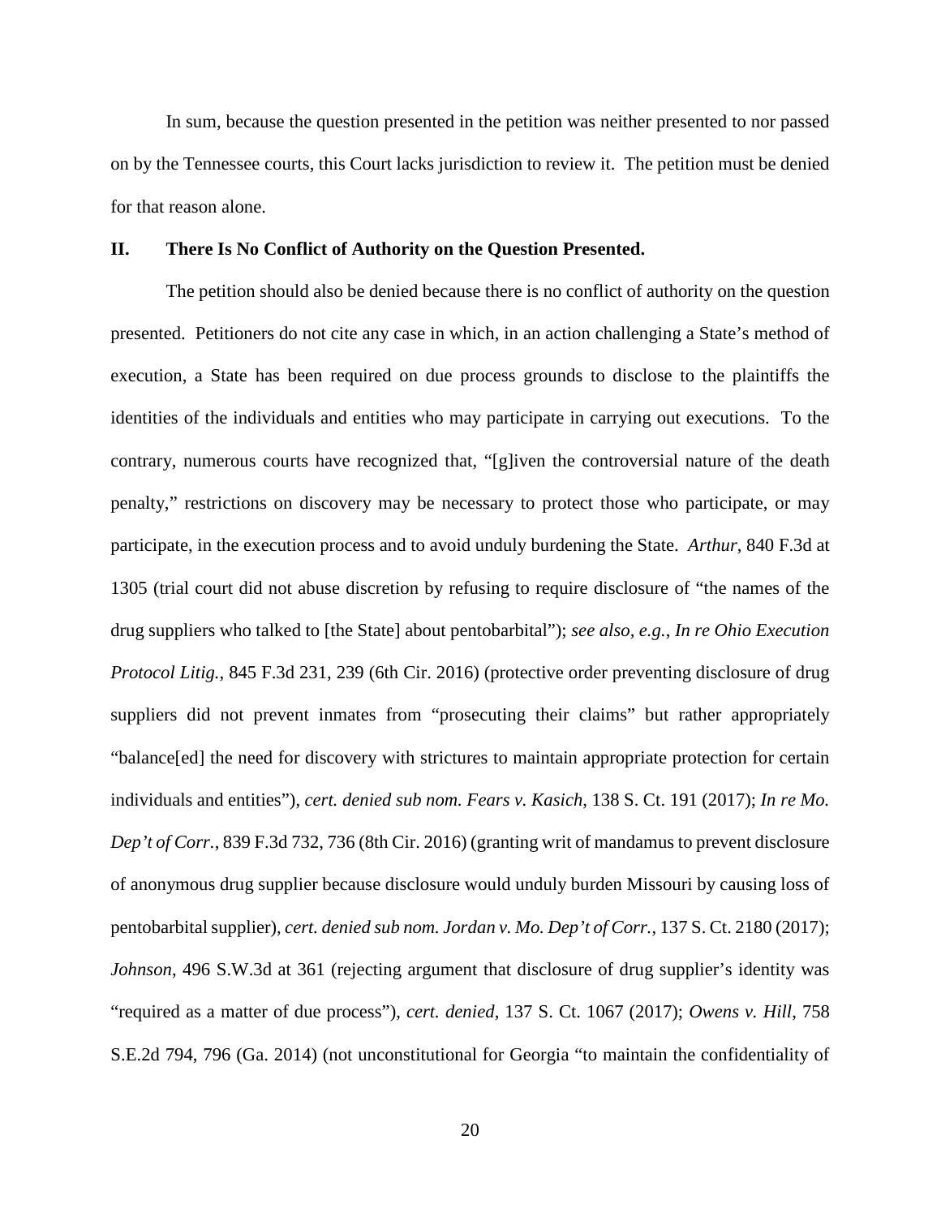In sum, because the question presented in the petition was neither presented to nor passed on by the Tennessee courts, this Court lacks jurisdiction to review it. The petition must be denied for that reason alone.

## II. There Is No Conflict of Authority on the Question Presented.

The petition should also be denied because there is no conflict of authority on the question presented. Petitioners do not cite any case in which, in an action challenging a State's method of execution, a State has been required on due process grounds to disclose to the plaintiffs the identities of the individuals and entities who may participate in carrying out executions. To the contrary, numerous courts have recognized that, "[g]iven the controversial nature of the death penalty," restrictions on discovery may be necessary to protect those who participate, or may participate, in the execution process and to avoid unduly burdening the State. *Arthur*, 840 F.3d at 1305 (trial court did not abuse discretion by refusing to require disclosure of "the names of the drug suppliers who talked to [the State] about pentobarbital"); *see also, e.g.*, *In re Ohio Execution Protocol Litig.*, 845 F.3d 231, 239 (6th Cir. 2016) (protective order preventing disclosure of drug suppliers did not prevent inmates from "prosecuting their claims" but rather appropriately "balance[ed] the need for discovery with strictures to maintain appropriate protection for certain individuals and entities"), *cert. denied sub nom. Fears v. Kasich*, 138 S. Ct. 191 (2017); *In re Mo. Dep't of Corr.*, 839 F.3d 732, 736 (8th Cir. 2016) (granting writ of mandamus to prevent disclosure of anonymous drug supplier because disclosure would unduly burden Missouri by causing loss of pentobarbital supplier), *cert. denied sub nom. Jordan v. Mo. Dep't of Corr.*, 137 S. Ct. 2180 (2017); *Johnson*, 496 S.W.3d at 361 (rejecting argument that disclosure of drug supplier's identity was "required as a matter of due process"), *cert. denied*, 137 S. Ct. 1067 (2017); *Owens v. Hill*, 758 S.E.2d 794, 796 (Ga. 2014) (not unconstitutional for Georgia "to maintain the confidentiality of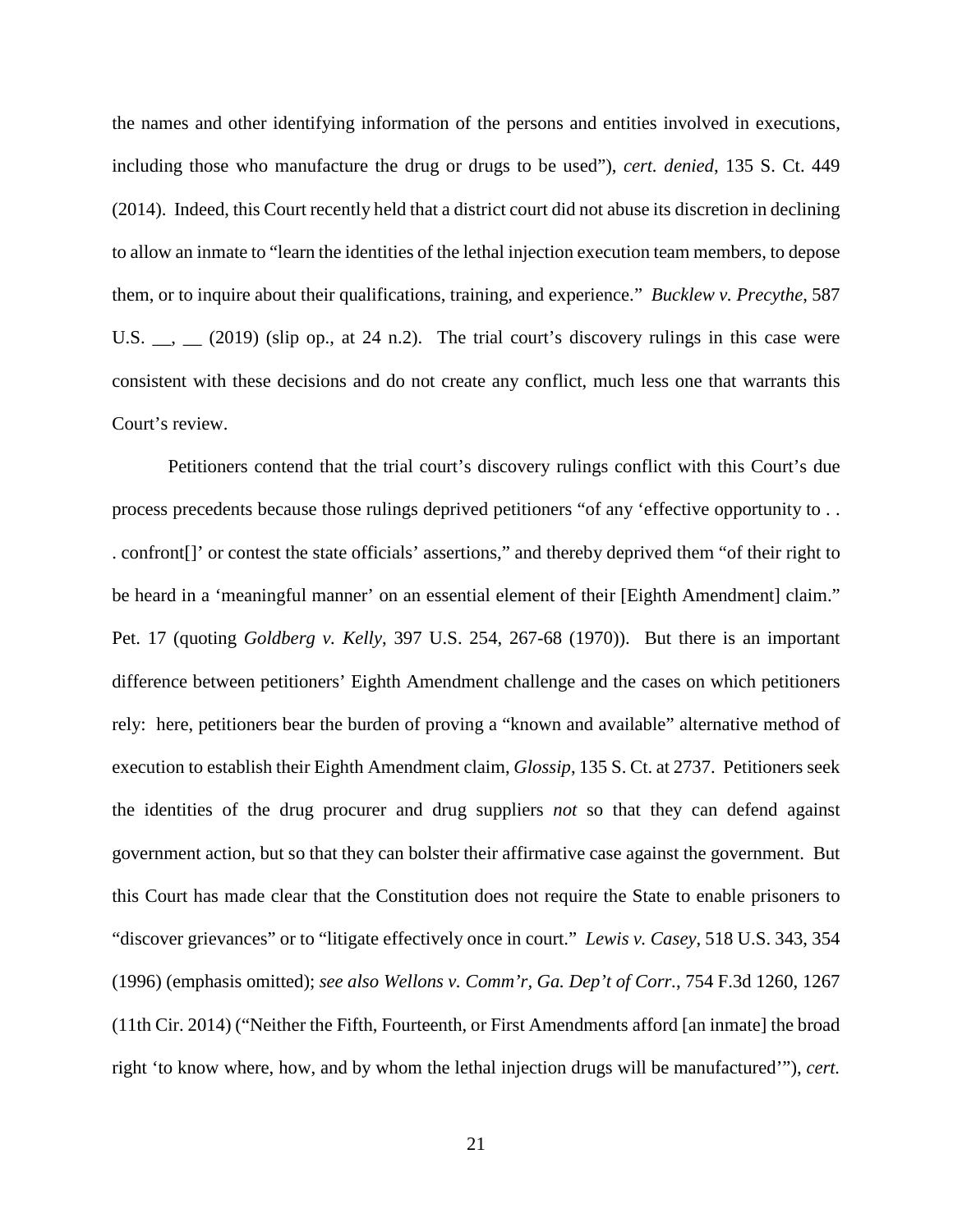the names and other identifying information of the persons and entities involved in executions, including those who manufacture the drug or drugs to be used"), *cert. denied*, 135 S. Ct. 449 (2014). Indeed, this Court recently held that a district court did not abuse its discretion in declining to allow an inmate to "learn the identities of the lethal injection execution team members, to depose them, or to inquire about their qualifications, training, and experience." *Bucklew v. Precythe*, 587 U.S. __, __ (2019) (slip op., at 24 n.2). The trial court's discovery rulings in this case were consistent with these decisions and do not create any conflict, much less one that warrants this Court's review.

Petitioners contend that the trial court's discovery rulings conflict with this Court's due process precedents because those rulings deprived petitioners "of any 'effective opportunity to . . . confront[]' or contest the state officials' assertions," and thereby deprived them "of their right to be heard in a 'meaningful manner' on an essential element of their [Eighth Amendment] claim." Pet. 17 (quoting *Goldberg v. Kelly*, 397 U.S. 254, 267-68 (1970)). But there is an important difference between petitioners' Eighth Amendment challenge and the cases on which petitioners rely: here, petitioners bear the burden of proving a "known and available" alternative method of execution to establish their Eighth Amendment claim, *Glossip*, 135 S. Ct. at 2737. Petitioners seek the identities of the drug procurer and drug suppliers *not* so that they can defend against government action, but so that they can bolster their affirmative case against the government. But this Court has made clear that the Constitution does not require the State to enable prisoners to "discover grievances" or to "litigate effectively once in court." *Lewis v. Casey*, 518 U.S. 343, 354 (1996) (emphasis omitted); *see also Wellons v. Comm'r, Ga. Dep't of Corr.*, 754 F.3d 1260, 1267 (11th Cir. 2014) ("Neither the Fifth, Fourteenth, or First Amendments afford [an inmate] the broad right 'to know where, how, and by whom the lethal injection drugs will be manufactured'"), *cert.*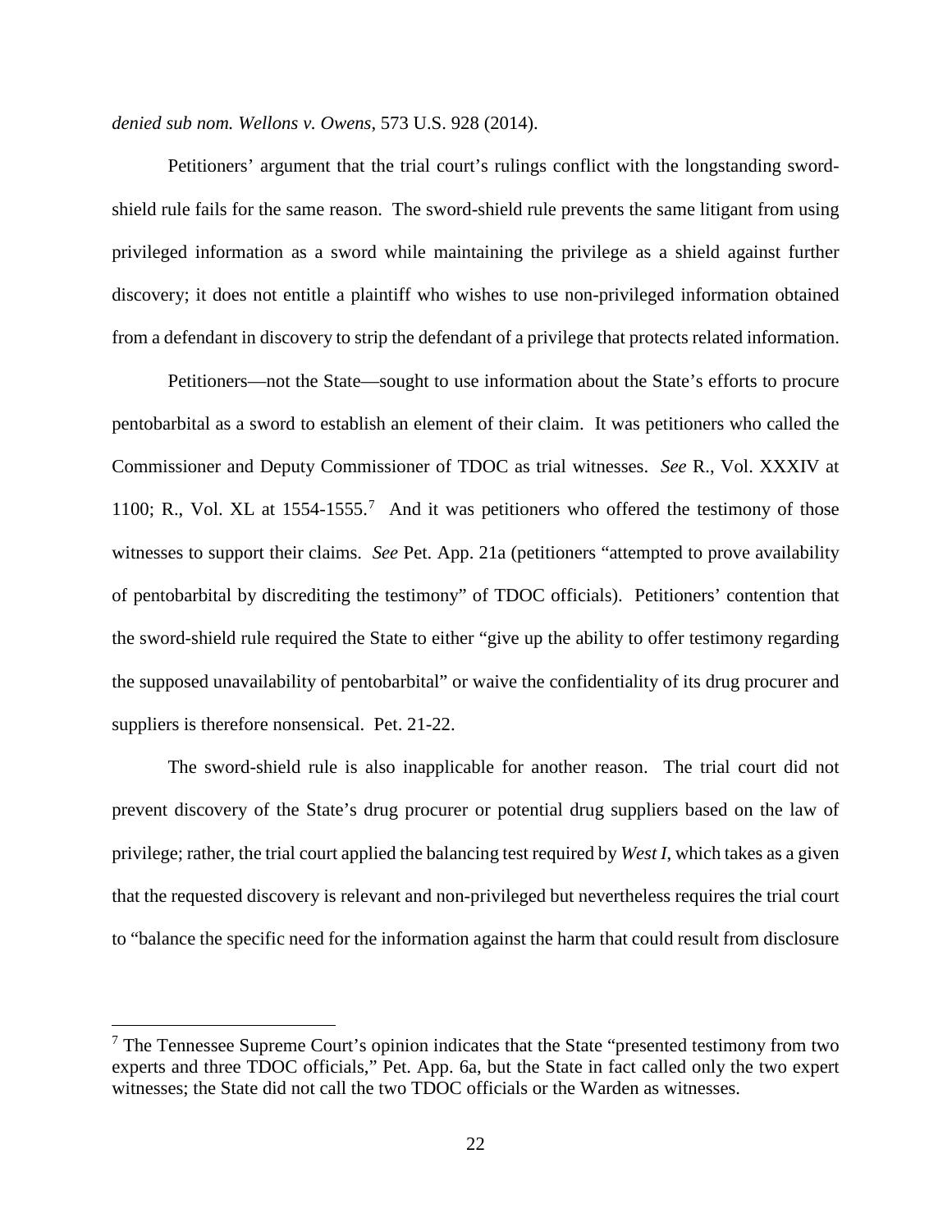*denied sub nom. Wellons v. Owens*, 573 U.S. 928 (2014).

Petitioners' argument that the trial court's rulings conflict with the longstanding sword-shield rule fails for the same reason. The sword-shield rule prevents the same litigant from using privileged information as a sword while maintaining the privilege as a shield against further discovery; it does not entitle a plaintiff who wishes to use non-privileged information obtained from a defendant in discovery to strip the defendant of a privilege that protects related information.

Petitioners—not the State—sought to use information about the State's efforts to procure pentobarbital as a sword to establish an element of their claim. It was petitioners who called the Commissioner and Deputy Commissioner of TDOC as trial witnesses. *See* R., Vol. XXXIV at 1100; R., Vol. XL at 1554-1555.[7] And it was petitioners who offered the testimony of those witnesses to support their claims. *See* Pet. App. 21a (petitioners "attempted to prove availability of pentobarbital by discrediting the testimony" of TDOC officials). Petitioners' contention that the sword-shield rule required the State to either "give up the ability to offer testimony regarding the supposed unavailability of pentobarbital" or waive the confidentiality of its drug procurer and suppliers is therefore nonsensical. Pet. 21-22.

The sword-shield rule is also inapplicable for another reason. The trial court did not prevent discovery of the State's drug procurer or potential drug suppliers based on the law of privilege; rather, the trial court applied the balancing test required by *West I*, which takes as a given that the requested discovery is relevant and non-privileged but nevertheless requires the trial court to "balance the specific need for the information against the harm that could result from disclosure

[7] The Tennessee Supreme Court's opinion indicates that the State "presented testimony from two experts and three TDOC officials," Pet. App. 6a, but the State in fact called only the two expert witnesses; the State did not call the two TDOC officials or the Warden as witnesses.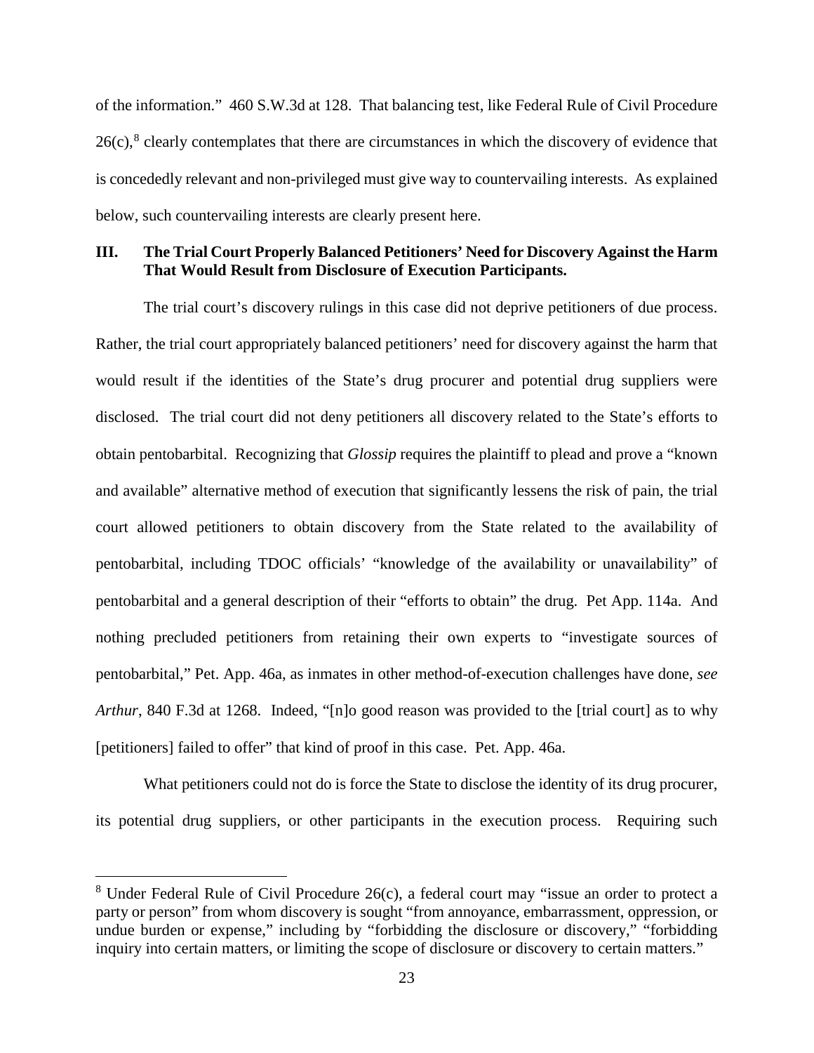of the information." 460 S.W.3d at 128. That balancing test, like Federal Rule of Civil Procedure 26(c),[8] clearly contemplates that there are circumstances in which the discovery of evidence that is concededly relevant and non-privileged must give way to countervailing interests. As explained below, such countervailing interests are clearly present here.

### III. The Trial Court Properly Balanced Petitioners' Need for Discovery Against the Harm That Would Result from Disclosure of Execution Participants.

The trial court's discovery rulings in this case did not deprive petitioners of due process. Rather, the trial court appropriately balanced petitioners' need for discovery against the harm that would result if the identities of the State's drug procurer and potential drug suppliers were disclosed. The trial court did not deny petitioners all discovery related to the State's efforts to obtain pentobarbital. Recognizing that *Glossip* requires the plaintiff to plead and prove a "known and available" alternative method of execution that significantly lessens the risk of pain, the trial court allowed petitioners to obtain discovery from the State related to the availability of pentobarbital, including TDOC officials' "knowledge of the availability or unavailability" of pentobarbital and a general description of their "efforts to obtain" the drug. Pet App. 114a. And nothing precluded petitioners from retaining their own experts to "investigate sources of pentobarbital," Pet. App. 46a, as inmates in other method-of-execution challenges have done, *see Arthur*, 840 F.3d at 1268. Indeed, "[n]o good reason was provided to the [trial court] as to why [petitioners] failed to offer" that kind of proof in this case. Pet. App. 46a.

What petitioners could not do is force the State to disclose the identity of its drug procurer, its potential drug suppliers, or other participants in the execution process. Requiring such

---

[8] Under Federal Rule of Civil Procedure 26(c), a federal court may "issue an order to protect a party or person" from whom discovery is sought "from annoyance, embarrassment, oppression, or undue burden or expense," including by "forbidding the disclosure or discovery," "forbidding inquiry into certain matters, or limiting the scope of disclosure or discovery to certain matters."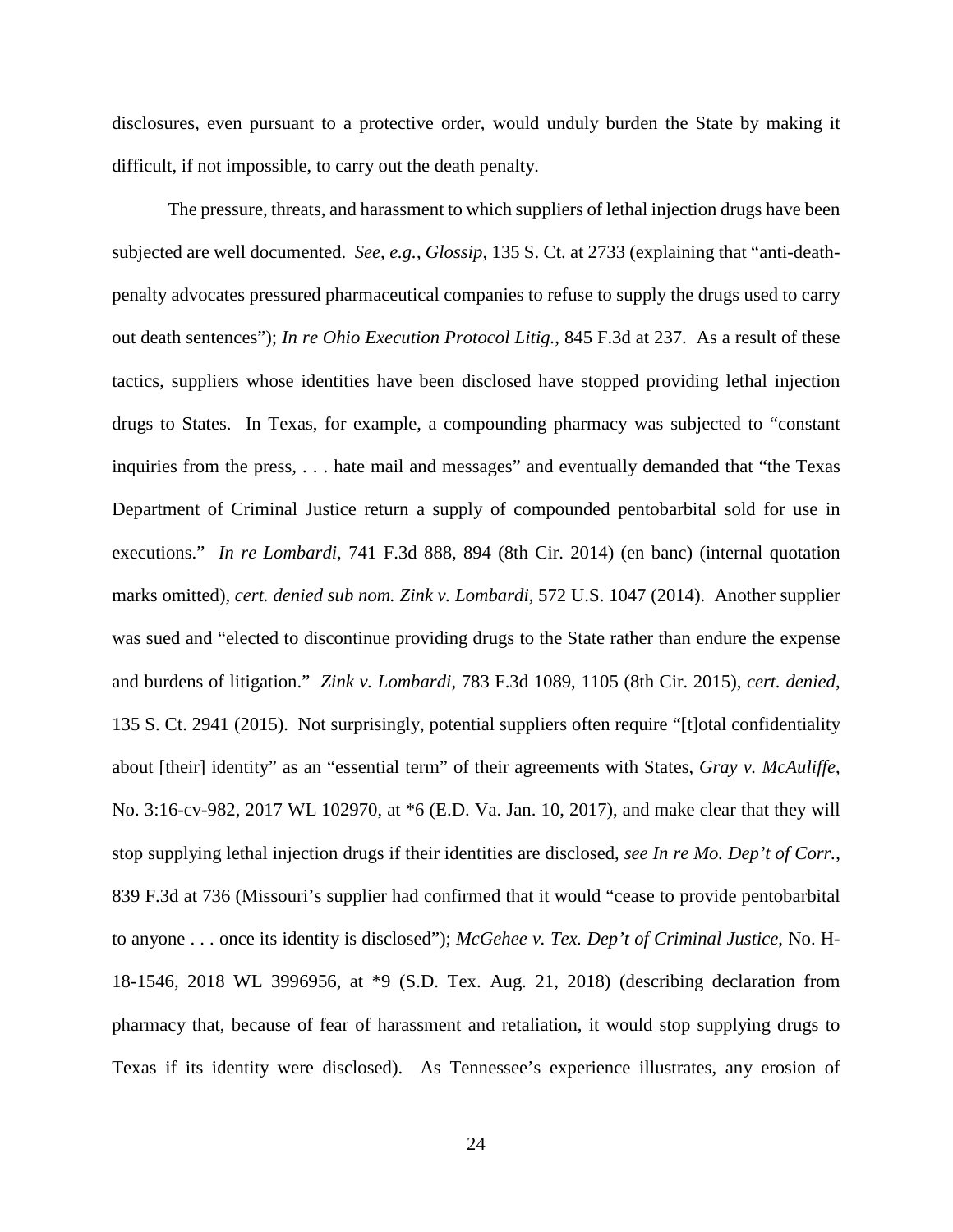disclosures, even pursuant to a protective order, would unduly burden the State by making it difficult, if not impossible, to carry out the death penalty.

The pressure, threats, and harassment to which suppliers of lethal injection drugs have been subjected are well documented. *See, e.g.*, *Glossip*, 135 S. Ct. at 2733 (explaining that "anti-death-penalty advocates pressured pharmaceutical companies to refuse to supply the drugs used to carry out death sentences"); *In re Ohio Execution Protocol Litig.*, 845 F.3d at 237. As a result of these tactics, suppliers whose identities have been disclosed have stopped providing lethal injection drugs to States. In Texas, for example, a compounding pharmacy was subjected to "constant inquiries from the press, . . . hate mail and messages" and eventually demanded that "the Texas Department of Criminal Justice return a supply of compounded pentobarbital sold for use in executions." *In re Lombardi*, 741 F.3d 888, 894 (8th Cir. 2014) (en banc) (internal quotation marks omitted), *cert. denied sub nom. Zink v. Lombardi*, 572 U.S. 1047 (2014). Another supplier was sued and "elected to discontinue providing drugs to the State rather than endure the expense and burdens of litigation." *Zink v. Lombardi*, 783 F.3d 1089, 1105 (8th Cir. 2015), *cert. denied*, 135 S. Ct. 2941 (2015). Not surprisingly, potential suppliers often require "[t]otal confidentiality about [their] identity" as an "essential term" of their agreements with States, *Gray v. McAuliffe*, No. 3:16-cv-982, 2017 WL 102970, at *6 (E.D. Va. Jan. 10, 2017), and make clear that they will stop supplying lethal injection drugs if their identities are disclosed, *see In re Mo. Dep't of Corr.*, 839 F.3d at 736 (Missouri's supplier had confirmed that it would "cease to provide pentobarbital to anyone . . . once its identity is disclosed"); *McGehee v. Tex. Dep't of Criminal Justice*, No. H-18-1546, 2018 WL 3996956, at *9 (S.D. Tex. Aug. 21, 2018) (describing declaration from pharmacy that, because of fear of harassment and retaliation, it would stop supplying drugs to Texas if its identity were disclosed). As Tennessee's experience illustrates, any erosion of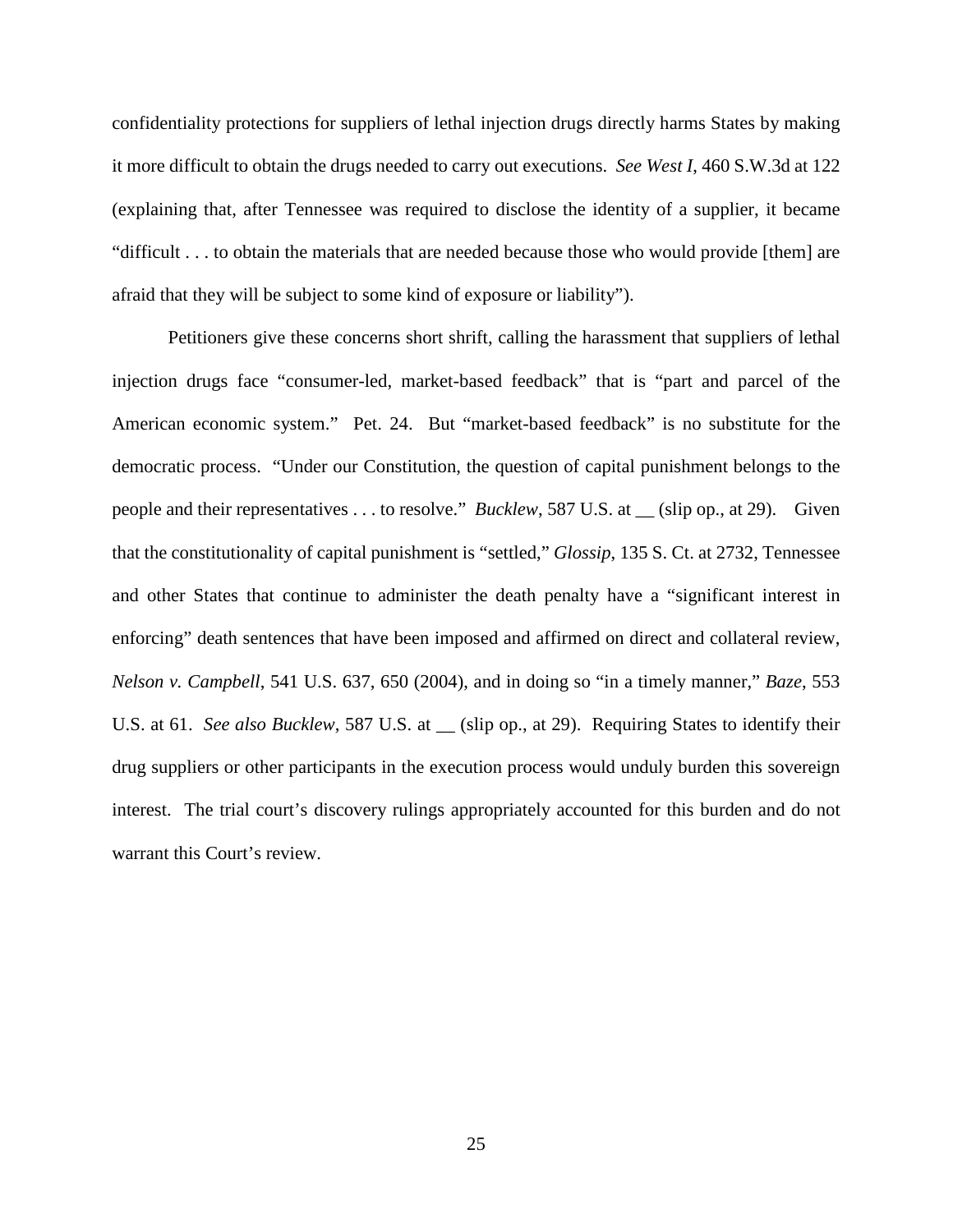confidentiality protections for suppliers of lethal injection drugs directly harms States by making it more difficult to obtain the drugs needed to carry out executions. *See West I*, 460 S.W.3d at 122 (explaining that, after Tennessee was required to disclose the identity of a supplier, it became "difficult . . . to obtain the materials that are needed because those who would provide [them] are afraid that they will be subject to some kind of exposure or liability").

Petitioners give these concerns short shrift, calling the harassment that suppliers of lethal injection drugs face "consumer-led, market-based feedback" that is "part and parcel of the American economic system." Pet. 24. But "market-based feedback" is no substitute for the democratic process. "Under our Constitution, the question of capital punishment belongs to the people and their representatives . . . to resolve." *Bucklew*, 587 U.S. at __ (slip op., at 29). Given that the constitutionality of capital punishment is "settled," *Glossip*, 135 S. Ct. at 2732, Tennessee and other States that continue to administer the death penalty have a "significant interest in enforcing" death sentences that have been imposed and affirmed on direct and collateral review, *Nelson v. Campbell*, 541 U.S. 637, 650 (2004), and in doing so "in a timely manner," *Baze*, 553 U.S. at 61. *See also Bucklew*, 587 U.S. at __ (slip op., at 29). Requiring States to identify their drug suppliers or other participants in the execution process would unduly burden this sovereign interest. The trial court's discovery rulings appropriately accounted for this burden and do not warrant this Court's review.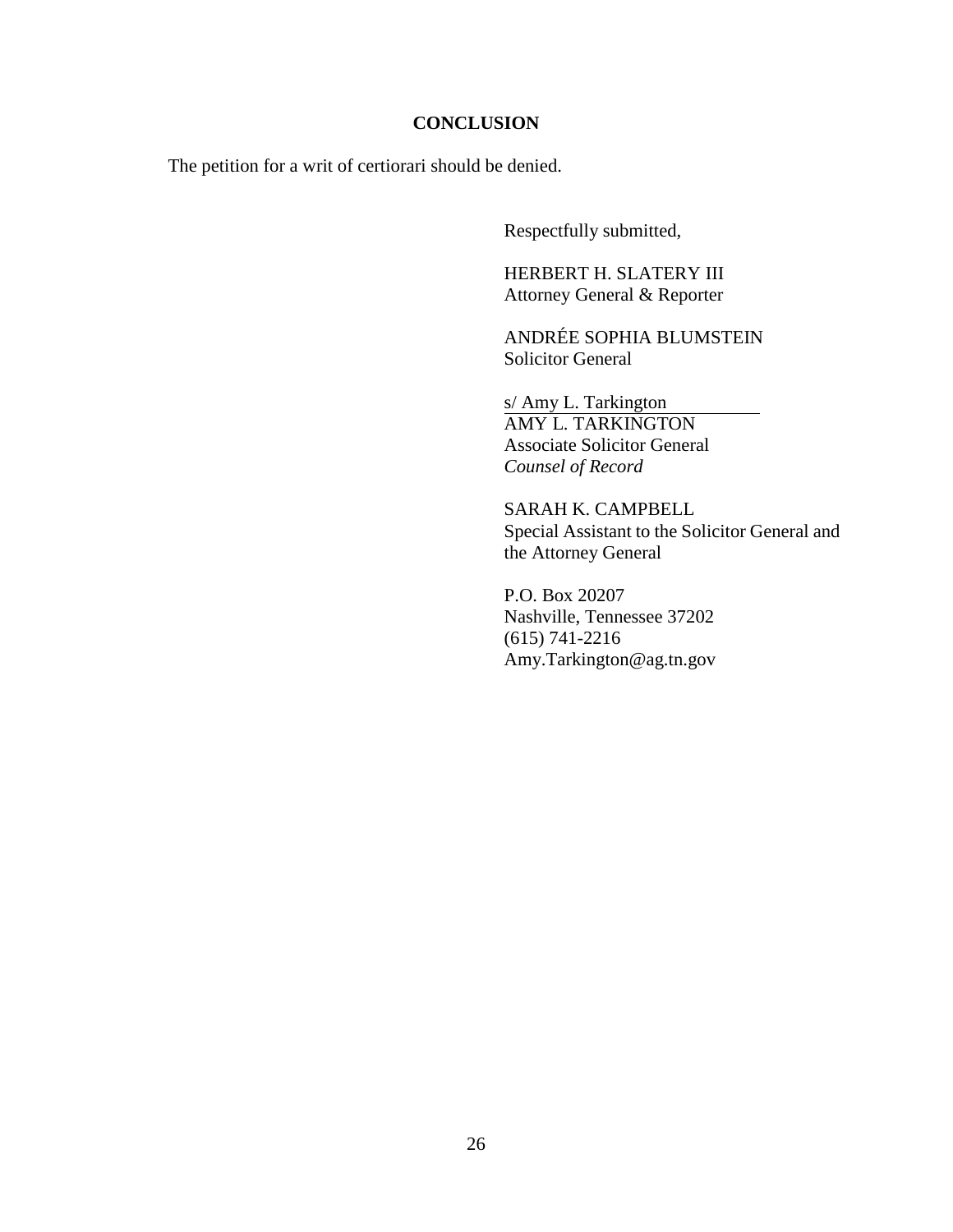## CONCLUSION

The petition for a writ of certiorari should be denied.

Respectfully submitted,

HERBERT H. SLATERY III
Attorney General & Reporter

ANDRÉE SOPHIA BLUMSTEIN
Solicitor General

s/ Amy L. Tarkington
AMY L. TARKINGTON
Associate Solicitor General
*Counsel of Record*

SARAH K. CAMPBELL
Special Assistant to the Solicitor General and the Attorney General

P.O. Box 20207
Nashville, Tennessee 37202
(615) 741-2216
Amy.Tarkington@ag.tn.gov